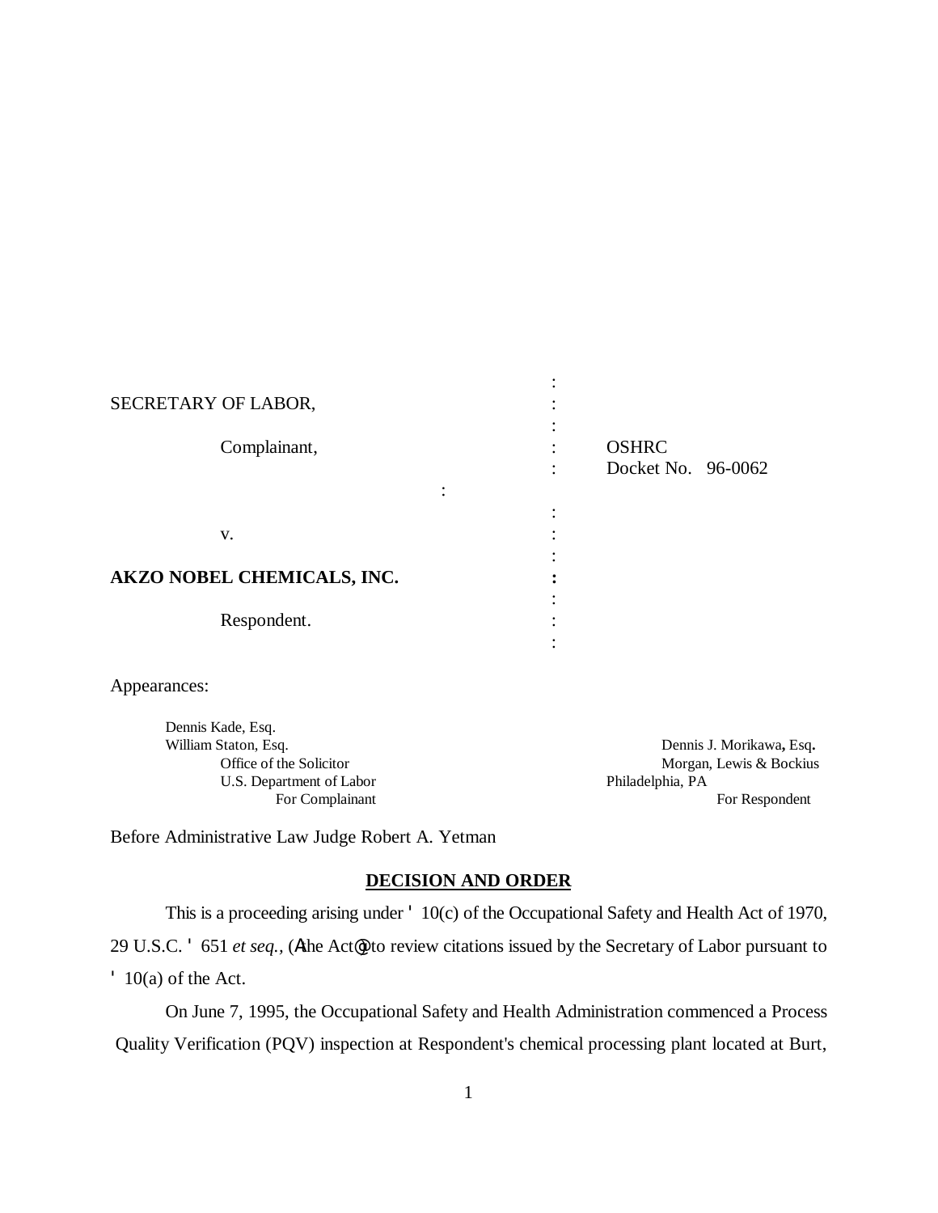SECRETARY OF LABOR,

Complainant,

v.

**AKZO NOBEL CHEMICALS, INC.**

Respondent.

OSHRC Docket No. 96-0062

Appearances:

Dennis Kade, Esq.
William Staton, Esq.
Office of the Solicitor
U.S. Department of Labor
For Complainant

Dennis J. Morikawa, Esq.
Morgan, Lewis & Bockius
Philadelphia, PA
For Respondent

Before Administrative Law Judge Robert A. Yetman

## DECISION AND ORDER

This is a proceeding arising under ' 10(c) of the Occupational Safety and Health Act of 1970, 29 U.S.C. ' 651 *et seq.*, (Athe Act@) to review citations issued by the Secretary of Labor pursuant to ' 10(a) of the Act.

On June 7, 1995, the Occupational Safety and Health Administration commenced a Process Quality Verification (PQV) inspection at Respondent's chemical processing plant located at Burt,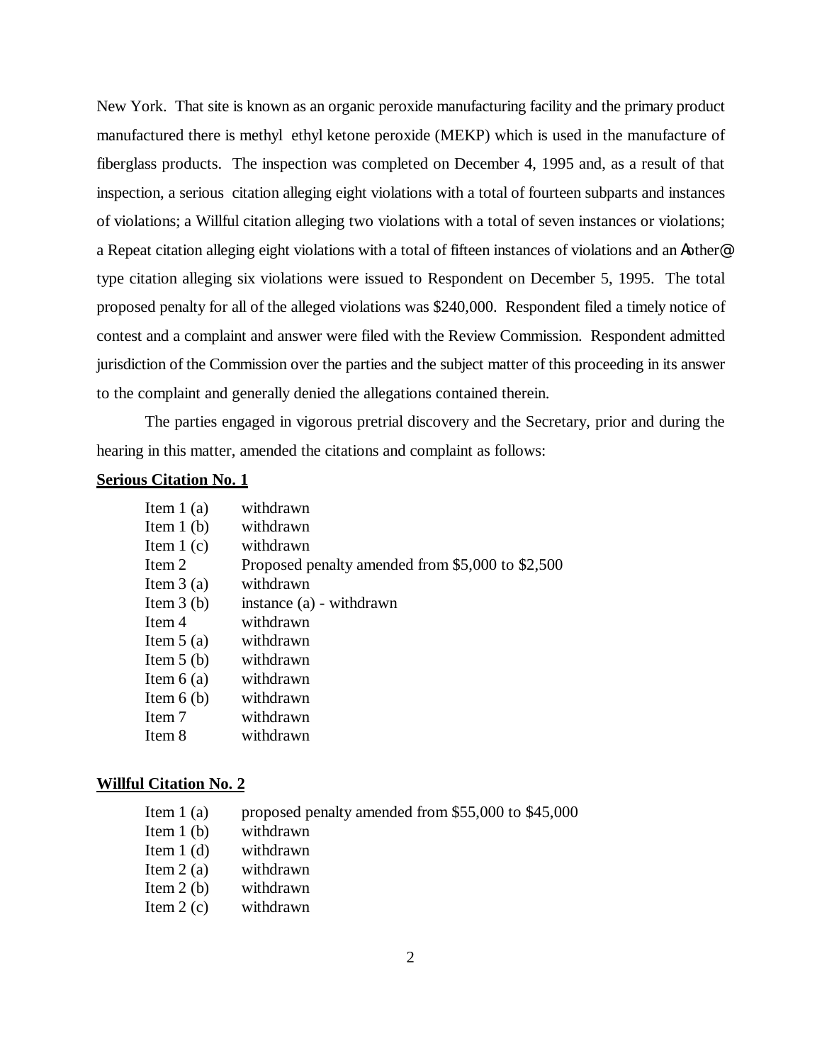New York. That site is known as an organic peroxide manufacturing facility and the primary product manufactured there is methyl ethyl ketone peroxide (MEKP) which is used in the manufacture of fiberglass products. The inspection was completed on December 4, 1995 and, as a result of that inspection, a serious citation alleging eight violations with a total of fourteen subparts and instances of violations; a Willful citation alleging two violations with a total of seven instances or violations; a Repeat citation alleging eight violations with a total of fifteen instances of violations and an Aother@ type citation alleging six violations were issued to Respondent on December 5, 1995. The total proposed penalty for all of the alleged violations was $240,000. Respondent filed a timely notice of contest and a complaint and answer were filed with the Review Commission. Respondent admitted jurisdiction of the Commission over the parties and the subject matter of this proceeding in its answer to the complaint and generally denied the allegations contained therein.

The parties engaged in vigorous pretrial discovery and the Secretary, prior and during the hearing in this matter, amended the citations and complaint as follows:

**Serious Citation No. 1**

| | |
|---|---|
| Item 1 (a) | withdrawn |
| Item 1 (b) | withdrawn |
| Item 1 (c) | withdrawn |
| Item 2 | Proposed penalty amended from $5,000 to $2,500 |
| Item 3 (a) | withdrawn |
| Item 3 (b) | instance (a) - withdrawn |
| Item 4 | withdrawn |
| Item 5 (a) | withdrawn |
| Item 5 (b) | withdrawn |
| Item 6 (a) | withdrawn |
| Item 6 (b) | withdrawn |
| Item 7 | withdrawn |
| Item 8 | withdrawn |

**Willful Citation No. 2**

| | |
|---|---|
| Item 1 (a) | proposed penalty amended from $55,000 to $45,000 |
| Item 1 (b) | withdrawn |
| Item 1 (d) | withdrawn |
| Item 2 (a) | withdrawn |
| Item 2 (b) | withdrawn |
| Item 2 (c) | withdrawn |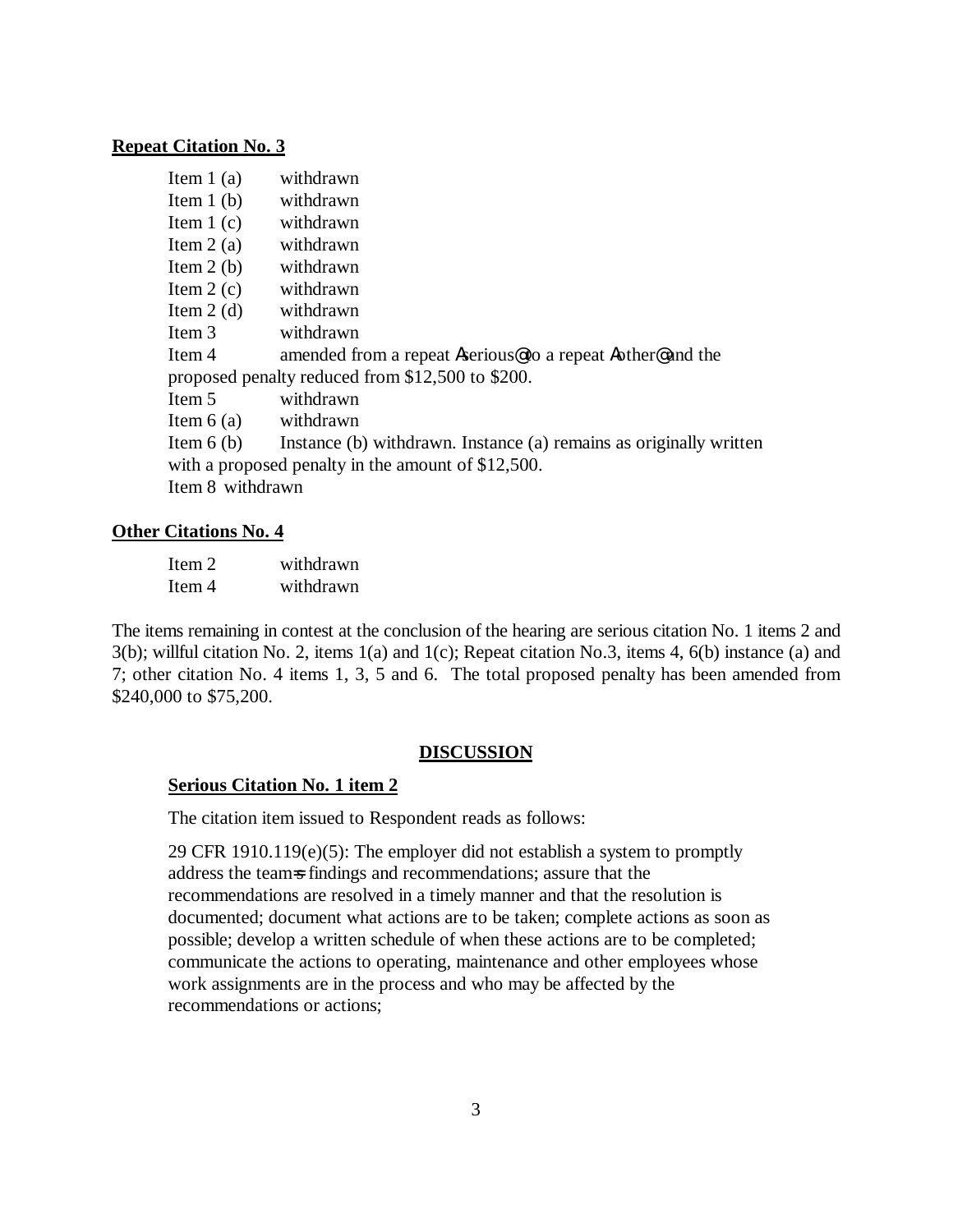**Repeat Citation No. 3**

Item 1 (a) withdrawn
Item 1 (b) withdrawn
Item 1 (c) withdrawn
Item 2 (a) withdrawn
Item 2 (b) withdrawn
Item 2 (c) withdrawn
Item 2 (d) withdrawn
Item 3 withdrawn
Item 4 amended from a repeat Aserious@ to a repeat Aother@ and the proposed penalty reduced from $12,500 to $200.
Item 5 withdrawn
Item 6 (a) withdrawn
Item 6 (b) Instance (b) withdrawn. Instance (a) remains as originally written with a proposed penalty in the amount of $12,500.
Item 8 withdrawn

**Other Citations No. 4**

Item 2 withdrawn
Item 4 withdrawn

The items remaining in contest at the conclusion of the hearing are serious citation No. 1 items 2 and 3(b); willful citation No. 2, items 1(a) and 1(c); Repeat citation No.3, items 4, 6(b) instance (a) and 7; other citation No. 4 items 1, 3, 5 and 6. The total proposed penalty has been amended from $240,000 to $75,200.

**DISCUSSION**

**Serious Citation No. 1 item 2**

The citation item issued to Respondent reads as follows:

29 CFR 1910.119(e)(5): The employer did not establish a system to promptly address the team=s findings and recommendations; assure that the recommendations are resolved in a timely manner and that the resolution is documented; document what actions are to be taken; complete actions as soon as possible; develop a written schedule of when these actions are to be completed; communicate the actions to operating, maintenance and other employees whose work assignments are in the process and who may be affected by the recommendations or actions;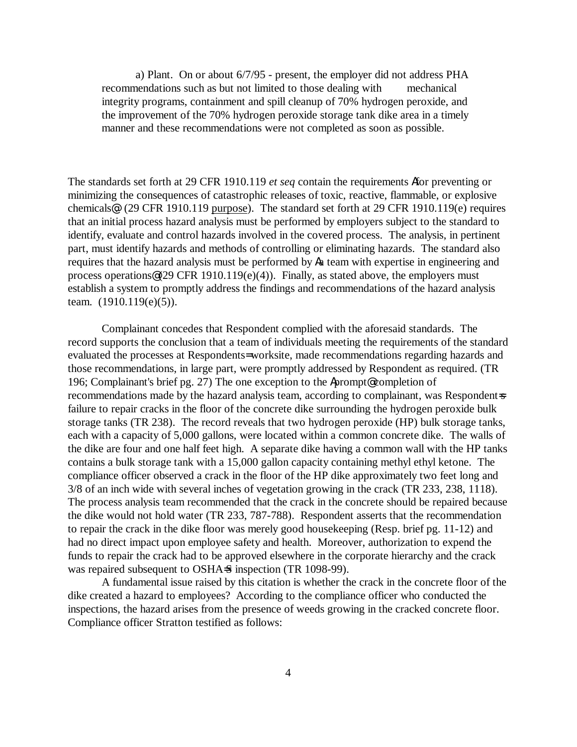a) Plant. On or about 6/7/95 - present, the employer did not address PHA recommendations such as but not limited to those dealing with mechanical integrity programs, containment and spill cleanup of 70% hydrogen peroxide, and the improvement of the 70% hydrogen peroxide storage tank dike area in a timely manner and these recommendations were not completed as soon as possible.

The standards set forth at 29 CFR 1910.119 *et seq* contain the requirements Afor preventing or minimizing the consequences of catastrophic releases of toxic, reactive, flammable, or explosive chemicals@ (29 CFR 1910.119 purpose). The standard set forth at 29 CFR 1910.119(e) requires that an initial process hazard analysis must be performed by employers subject to the standard to identify, evaluate and control hazards involved in the covered process. The analysis, in pertinent part, must identify hazards and methods of controlling or eliminating hazards. The standard also requires that the hazard analysis must be performed by Aa team with expertise in engineering and process operations@ (29 CFR 1910.119(e)(4)). Finally, as stated above, the employers must establish a system to promptly address the findings and recommendations of the hazard analysis team. (1910.119(e)(5)).

Complainant concedes that Respondent complied with the aforesaid standards. The record supports the conclusion that a team of individuals meeting the requirements of the standard evaluated the processes at Respondents= worksite, made recommendations regarding hazards and those recommendations, in large part, were promptly addressed by Respondent as required. (TR 196; Complainant's brief pg. 27) The one exception to the Aprompt@ completion of recommendations made by the hazard analysis team, according to complainant, was Respondent=s failure to repair cracks in the floor of the concrete dike surrounding the hydrogen peroxide bulk storage tanks (TR 238). The record reveals that two hydrogen peroxide (HP) bulk storage tanks, each with a capacity of 5,000 gallons, were located within a common concrete dike. The walls of the dike are four and one half feet high. A separate dike having a common wall with the HP tanks contains a bulk storage tank with a 15,000 gallon capacity containing methyl ethyl ketone. The compliance officer observed a crack in the floor of the HP dike approximately two feet long and 3/8 of an inch wide with several inches of vegetation growing in the crack (TR 233, 238, 1118). The process analysis team recommended that the crack in the concrete should be repaired because the dike would not hold water (TR 233, 787-788). Respondent asserts that the recommendation to repair the crack in the dike floor was merely good housekeeping (Resp. brief pg. 11-12) and had no direct impact upon employee safety and health. Moreover, authorization to expend the funds to repair the crack had to be approved elsewhere in the corporate hierarchy and the crack was repaired subsequent to OSHA=s inspection (TR 1098-99).

A fundamental issue raised by this citation is whether the crack in the concrete floor of the dike created a hazard to employees? According to the compliance officer who conducted the inspections, the hazard arises from the presence of weeds growing in the cracked concrete floor. Compliance officer Stratton testified as follows: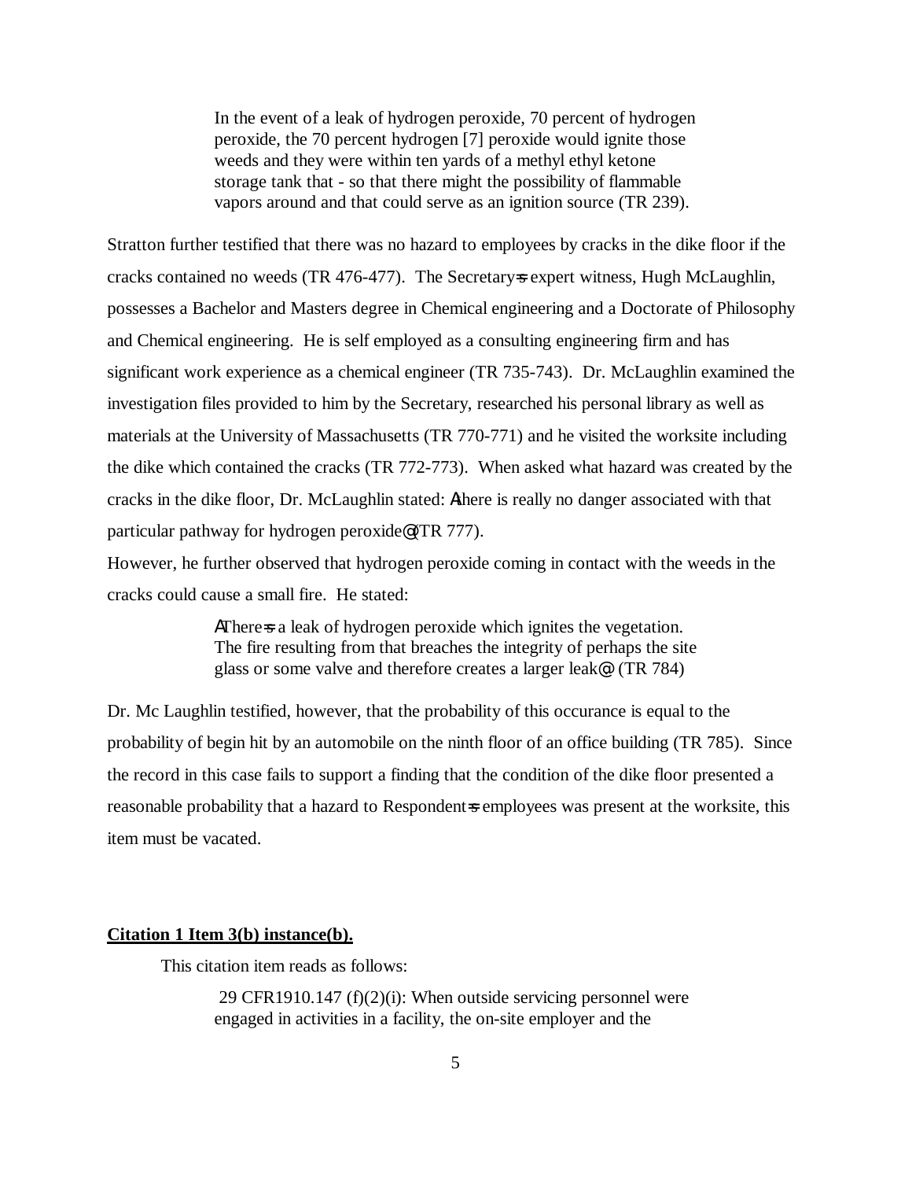> In the event of a leak of hydrogen peroxide, 70 percent of hydrogen peroxide, the 70 percent hydrogen [7] peroxide would ignite those weeds and they were within ten yards of a methyl ethyl ketone storage tank that - so that there might the possibility of flammable vapors around and that could serve as an ignition source (TR 239).

Stratton further testified that there was no hazard to employees by cracks in the dike floor if the cracks contained no weeds (TR 476-477). The Secretary=s expert witness, Hugh McLaughlin, possesses a Bachelor and Masters degree in Chemical engineering and a Doctorate of Philosophy and Chemical engineering. He is self employed as a consulting engineering firm and has significant work experience as a chemical engineer (TR 735-743). Dr. McLaughlin examined the investigation files provided to him by the Secretary, researched his personal library as well as materials at the University of Massachusetts (TR 770-771) and he visited the worksite including the dike which contained the cracks (TR 772-773). When asked what hazard was created by the cracks in the dike floor, Dr. McLaughlin stated: Athere is really no danger associated with that particular pathway for hydrogen peroxide@ (TR 777).
However, he further observed that hydrogen peroxide coming in contact with the weeds in the cracks could cause a small fire. He stated:

> AThere=s a leak of hydrogen peroxide which ignites the vegetation. The fire resulting from that breaches the integrity of perhaps the site glass or some valve and therefore creates a larger leak@. (TR 784)

Dr. Mc Laughlin testified, however, that the probability of this occurance is equal to the probability of begin hit by an automobile on the ninth floor of an office building (TR 785). Since the record in this case fails to support a finding that the condition of the dike floor presented a reasonable probability that a hazard to Respondent=s employees was present at the worksite, this item must be vacated.

**Citation 1 Item 3(b) instance(b).**

This citation item reads as follows:

> 29 CFR1910.147 (f)(2)(i): When outside servicing personnel were engaged in activities in a facility, the on-site employer and the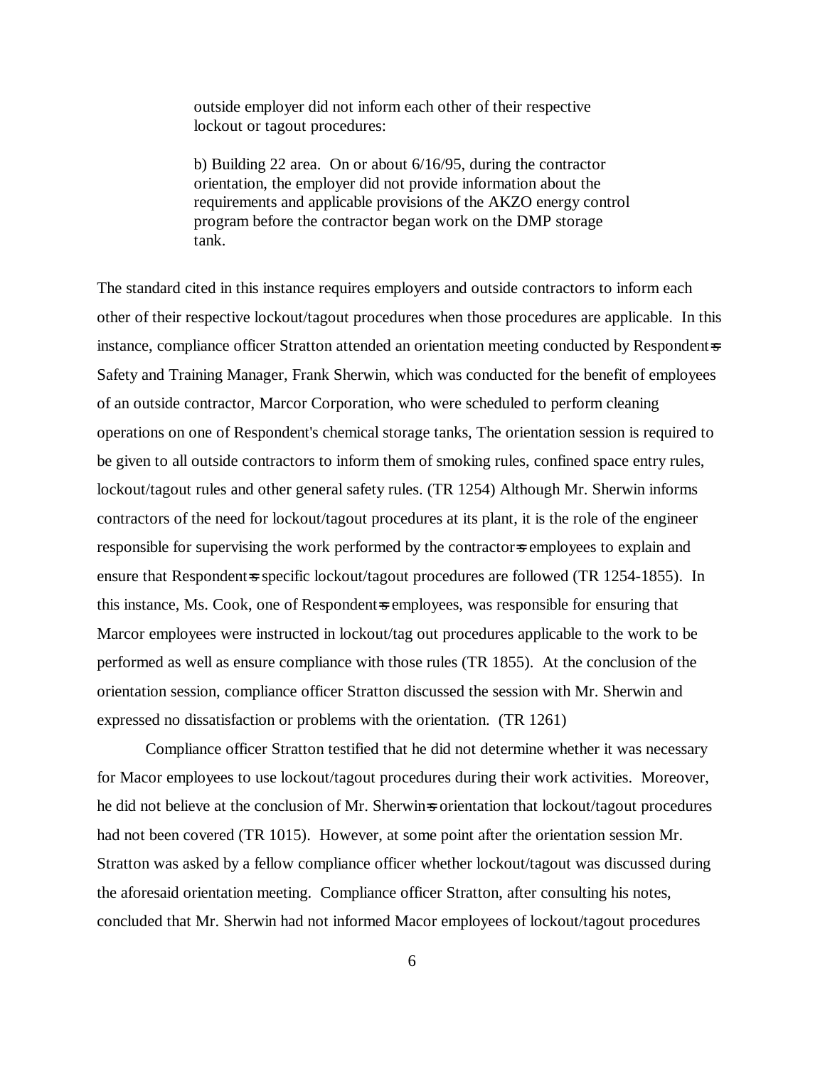outside employer did not inform each other of their respective lockout or tagout procedures:

> b) Building 22 area. On or about 6/16/95, during the contractor orientation, the employer did not provide information about the requirements and applicable provisions of the AKZO energy control program before the contractor began work on the DMP storage tank.

The standard cited in this instance requires employers and outside contractors to inform each other of their respective lockout/tagout procedures when those procedures are applicable. In this instance, compliance officer Stratton attended an orientation meeting conducted by Respondent=s Safety and Training Manager, Frank Sherwin, which was conducted for the benefit of employees of an outside contractor, Marcor Corporation, who were scheduled to perform cleaning operations on one of Respondent's chemical storage tanks, The orientation session is required to be given to all outside contractors to inform them of smoking rules, confined space entry rules, lockout/tagout rules and other general safety rules. (TR 1254) Although Mr. Sherwin informs contractors of the need for lockout/tagout procedures at its plant, it is the role of the engineer responsible for supervising the work performed by the contractor=s employees to explain and ensure that Respondent=s specific lockout/tagout procedures are followed (TR 1254-1855). In this instance, Ms. Cook, one of Respondent=s employees, was responsible for ensuring that Marcor employees were instructed in lockout/tag out procedures applicable to the work to be performed as well as ensure compliance with those rules (TR 1855). At the conclusion of the orientation session, compliance officer Stratton discussed the session with Mr. Sherwin and expressed no dissatisfaction or problems with the orientation. (TR 1261)

Compliance officer Stratton testified that he did not determine whether it was necessary for Macor employees to use lockout/tagout procedures during their work activities. Moreover, he did not believe at the conclusion of Mr. Sherwin=s orientation that lockout/tagout procedures had not been covered (TR 1015). However, at some point after the orientation session Mr. Stratton was asked by a fellow compliance officer whether lockout/tagout was discussed during the aforesaid orientation meeting. Compliance officer Stratton, after consulting his notes, concluded that Mr. Sherwin had not informed Macor employees of lockout/tagout procedures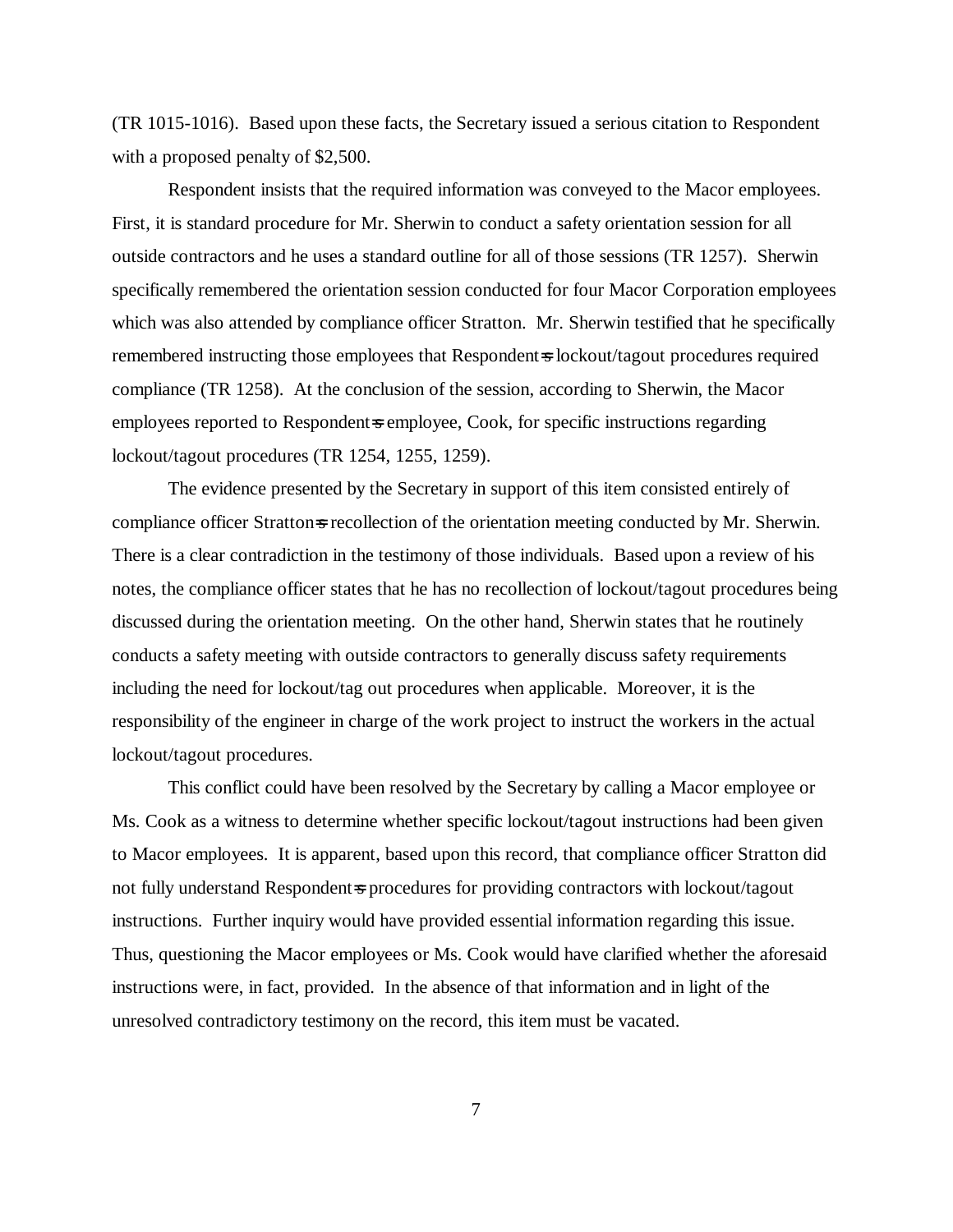(TR 1015-1016). Based upon these facts, the Secretary issued a serious citation to Respondent with a proposed penalty of $2,500.

Respondent insists that the required information was conveyed to the Macor employees. First, it is standard procedure for Mr. Sherwin to conduct a safety orientation session for all outside contractors and he uses a standard outline for all of those sessions (TR 1257). Sherwin specifically remembered the orientation session conducted for four Macor Corporation employees which was also attended by compliance officer Stratton. Mr. Sherwin testified that he specifically remembered instructing those employees that Respondent=s lockout/tagout procedures required compliance (TR 1258). At the conclusion of the session, according to Sherwin, the Macor employees reported to Respondent=s employee, Cook, for specific instructions regarding lockout/tagout procedures (TR 1254, 1255, 1259).

The evidence presented by the Secretary in support of this item consisted entirely of compliance officer Stratton=s recollection of the orientation meeting conducted by Mr. Sherwin. There is a clear contradiction in the testimony of those individuals. Based upon a review of his notes, the compliance officer states that he has no recollection of lockout/tagout procedures being discussed during the orientation meeting. On the other hand, Sherwin states that he routinely conducts a safety meeting with outside contractors to generally discuss safety requirements including the need for lockout/tag out procedures when applicable. Moreover, it is the responsibility of the engineer in charge of the work project to instruct the workers in the actual lockout/tagout procedures.

This conflict could have been resolved by the Secretary by calling a Macor employee or Ms. Cook as a witness to determine whether specific lockout/tagout instructions had been given to Macor employees. It is apparent, based upon this record, that compliance officer Stratton did not fully understand Respondent=s procedures for providing contractors with lockout/tagout instructions. Further inquiry would have provided essential information regarding this issue. Thus, questioning the Macor employees or Ms. Cook would have clarified whether the aforesaid instructions were, in fact, provided. In the absence of that information and in light of the unresolved contradictory testimony on the record, this item must be vacated.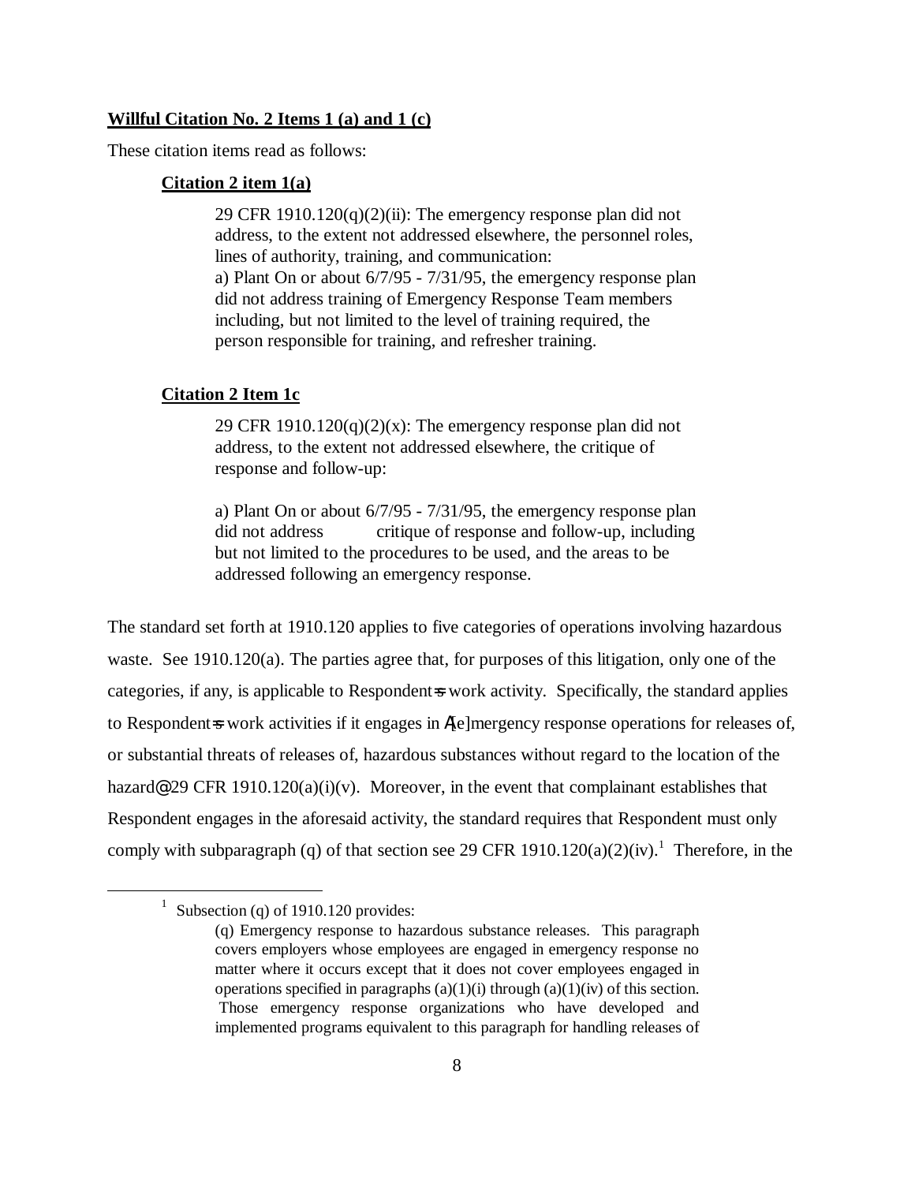**Willful Citation No. 2 Items 1 (a) and 1 (c)**

These citation items read as follows:

**Citation 2 item 1(a)**

> 29 CFR 1910.120(q)(2)(ii): The emergency response plan did not address, to the extent not addressed elsewhere, the personnel roles, lines of authority, training, and communication:
> a) Plant On or about 6/7/95 - 7/31/95, the emergency response plan did not address training of Emergency Response Team members including, but not limited to the level of training required, the person responsible for training, and refresher training.

**Citation 2 Item 1c**

> 29 CFR 1910.120(q)(2)(x): The emergency response plan did not address, to the extent not addressed elsewhere, the critique of response and follow-up:
>
> a) Plant On or about 6/7/95 - 7/31/95, the emergency response plan did not address critique of response and follow-up, including but not limited to the procedures to be used, and the areas to be addressed following an emergency response.

The standard set forth at 1910.120 applies to five categories of operations involving hazardous waste. See 1910.120(a). The parties agree that, for purposes of this litigation, only one of the categories, if any, is applicable to Respondent=s work activity. Specifically, the standard applies to Respondent=s work activities if it engages in A[e]mergency response operations for releases of, or substantial threats of releases of, hazardous substances without regard to the location of the hazard@ 29 CFR 1910.120(a)(i)(v). Moreover, in the event that complainant establishes that Respondent engages in the aforesaid activity, the standard requires that Respondent must only comply with subparagraph (q) of that section see 29 CFR 1910.120(a)(2)(iv).[1] Therefore, in the

---

[1] Subsection (q) of 1910.120 provides:

> (q) Emergency response to hazardous substance releases. This paragraph covers employers whose employees are engaged in emergency response no matter where it occurs except that it does not cover employees engaged in operations specified in paragraphs (a)(1)(i) through (a)(1)(iv) of this section. Those emergency response organizations who have developed and implemented programs equivalent to this paragraph for handling releases of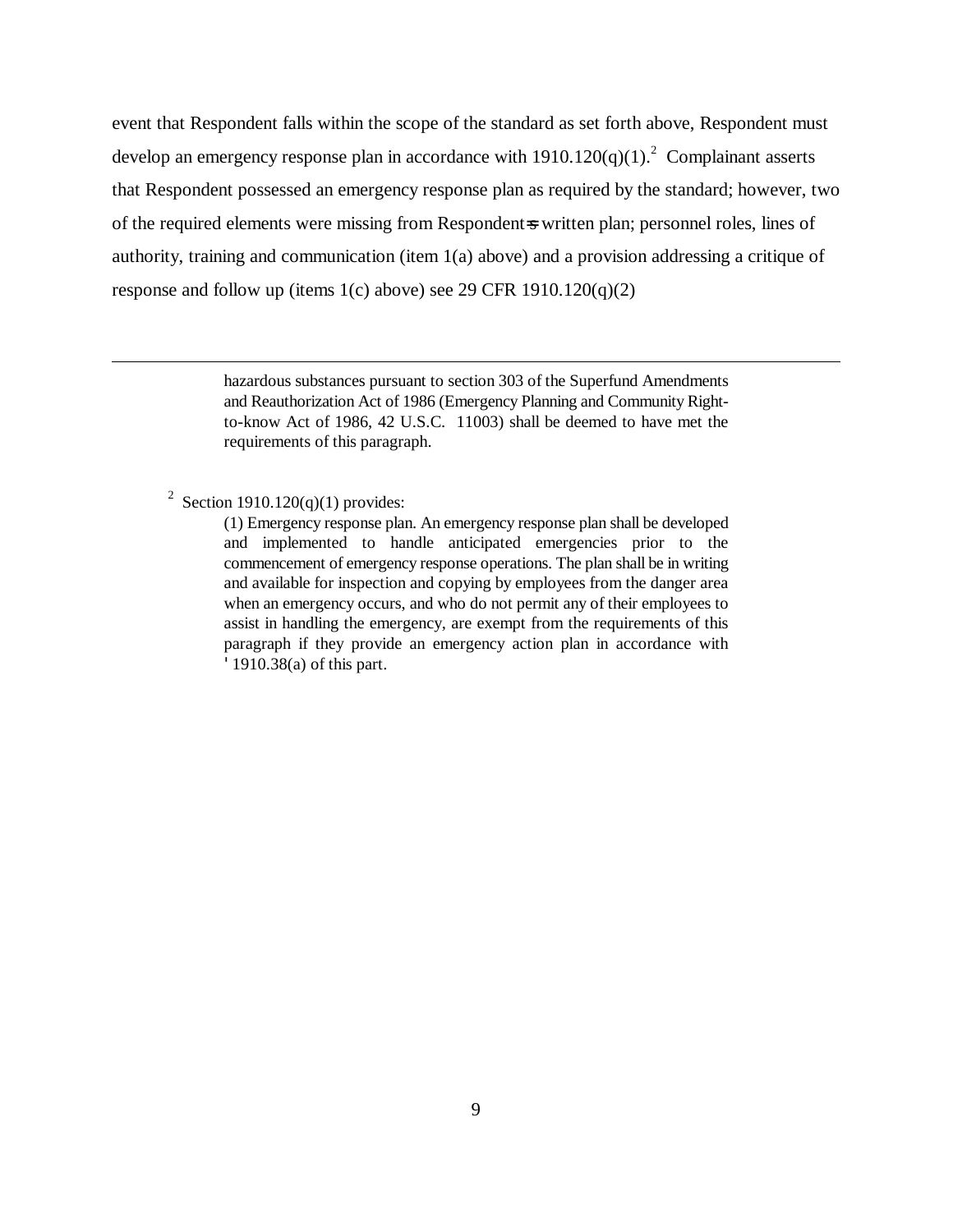event that Respondent falls within the scope of the standard as set forth above, Respondent must develop an emergency response plan in accordance with 1910.120(q)(1).[2] Complainant asserts that Respondent possessed an emergency response plan as required by the standard; however, two of the required elements were missing from Respondent=s written plan; personnel roles, lines of authority, training and communication (item 1(a) above) and a provision addressing a critique of response and follow up (items 1(c) above) see 29 CFR 1910.120(q)(2)

---

> hazardous substances pursuant to section 303 of the Superfund Amendments and Reauthorization Act of 1986 (Emergency Planning and Community Right-to-know Act of 1986, 42 U.S.C. 11003) shall be deemed to have met the requirements of this paragraph.

[2] Section 1910.120(q)(1) provides:

> (1) Emergency response plan. An emergency response plan shall be developed and implemented to handle anticipated emergencies prior to the commencement of emergency response operations. The plan shall be in writing and available for inspection and copying by employees from the danger area when an emergency occurs, and who do not permit any of their employees to assist in handling the emergency, are exempt from the requirements of this paragraph if they provide an emergency action plan in accordance with ' 1910.38(a) of this part.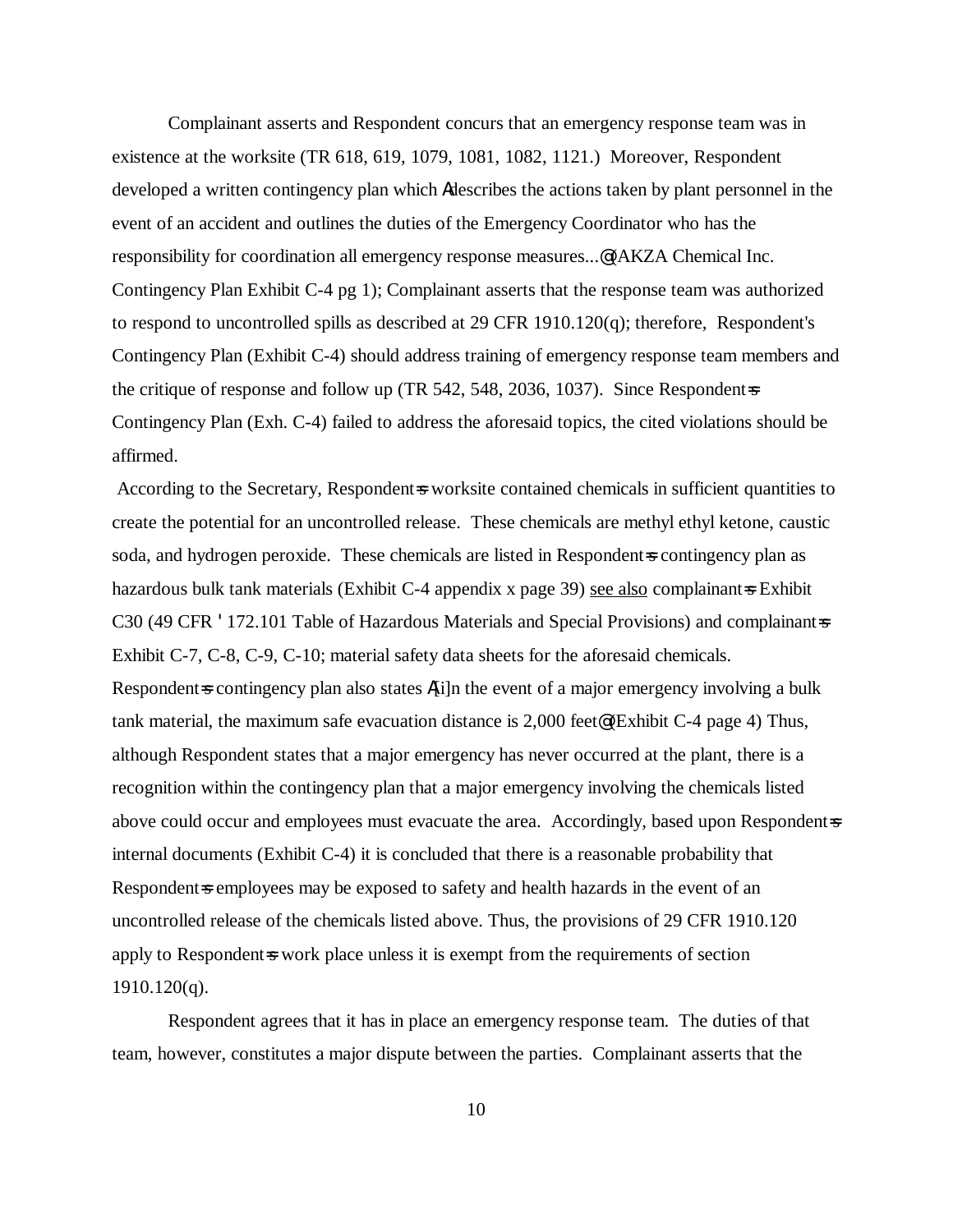Complainant asserts and Respondent concurs that an emergency response team was in existence at the worksite (TR 618, 619, 1079, 1081, 1082, 1121.) Moreover, Respondent developed a written contingency plan which Adescribes the actions taken by plant personnel in the event of an accident and outlines the duties of the Emergency Coordinator who has the responsibility for coordination all emergency response measures...@ (AKZA Chemical Inc. Contingency Plan Exhibit C-4 pg 1); Complainant asserts that the response team was authorized to respond to uncontrolled spills as described at 29 CFR 1910.120(q); therefore, Respondent's Contingency Plan (Exhibit C-4) should address training of emergency response team members and the critique of response and follow up (TR 542, 548, 2036, 1037). Since Respondent=s Contingency Plan (Exh. C-4) failed to address the aforesaid topics, the cited violations should be affirmed.

According to the Secretary, Respondent=s worksite contained chemicals in sufficient quantities to create the potential for an uncontrolled release. These chemicals are methyl ethyl ketone, caustic soda, and hydrogen peroxide. These chemicals are listed in Respondent=s contingency plan as hazardous bulk tank materials (Exhibit C-4 appendix x page 39) see also complainant=s Exhibit C30 (49 CFR ' 172.101 Table of Hazardous Materials and Special Provisions) and complainant=s Exhibit C-7, C-8, C-9, C-10; material safety data sheets for the aforesaid chemicals. Respondent=s contingency plan also states A[i]n the event of a major emergency involving a bulk tank material, the maximum safe evacuation distance is 2,000 feet@ (Exhibit C-4 page 4) Thus, although Respondent states that a major emergency has never occurred at the plant, there is a recognition within the contingency plan that a major emergency involving the chemicals listed above could occur and employees must evacuate the area. Accordingly, based upon Respondent=s internal documents (Exhibit C-4) it is concluded that there is a reasonable probability that Respondent=s employees may be exposed to safety and health hazards in the event of an uncontrolled release of the chemicals listed above. Thus, the provisions of 29 CFR 1910.120 apply to Respondent=s work place unless it is exempt from the requirements of section 1910.120(q).

Respondent agrees that it has in place an emergency response team. The duties of that team, however, constitutes a major dispute between the parties. Complainant asserts that the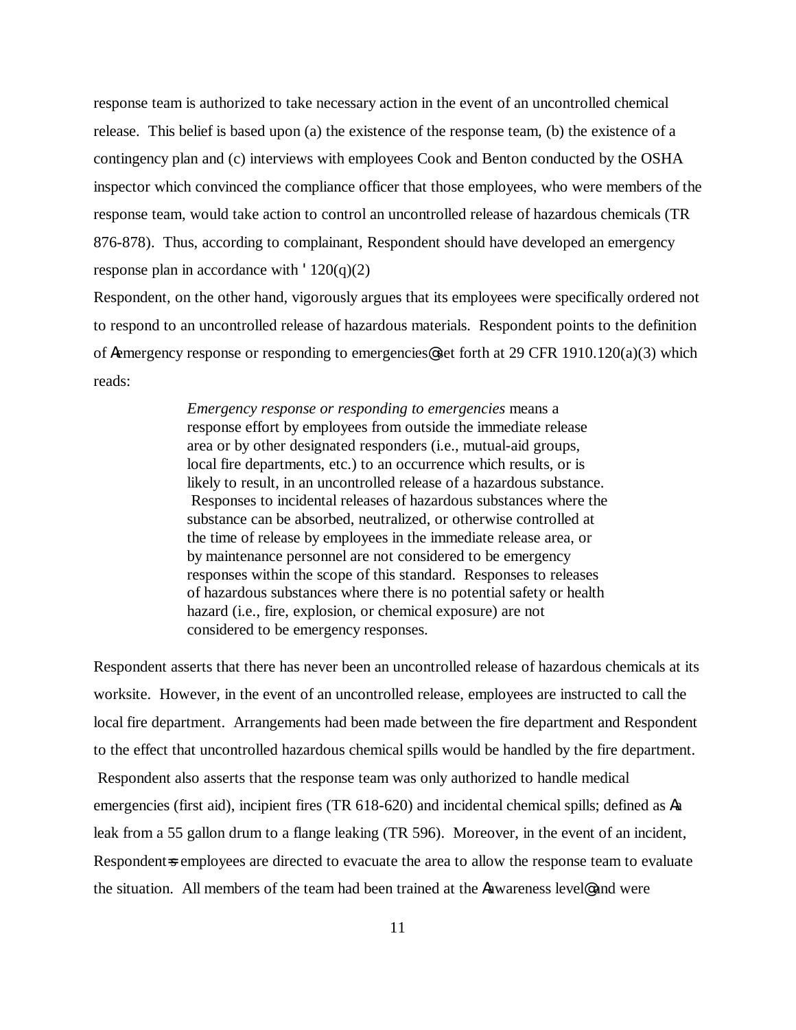response team is authorized to take necessary action in the event of an uncontrolled chemical release. This belief is based upon (a) the existence of the response team, (b) the existence of a contingency plan and (c) interviews with employees Cook and Benton conducted by the OSHA inspector which convinced the compliance officer that those employees, who were members of the response team, would take action to control an uncontrolled release of hazardous chemicals (TR 876-878). Thus, according to complainant, Respondent should have developed an emergency response plan in accordance with ' 120(q)(2)

Respondent, on the other hand, vigorously argues that its employees were specifically ordered not to respond to an uncontrolled release of hazardous materials. Respondent points to the definition of Aemergency response or responding to emergencies@ set forth at 29 CFR 1910.120(a)(3) which reads:

> *Emergency response or responding to emergencies* means a response effort by employees from outside the immediate release area or by other designated responders (i.e., mutual-aid groups, local fire departments, etc.) to an occurrence which results, or is likely to result, in an uncontrolled release of a hazardous substance. Responses to incidental releases of hazardous substances where the substance can be absorbed, neutralized, or otherwise controlled at the time of release by employees in the immediate release area, or by maintenance personnel are not considered to be emergency responses within the scope of this standard. Responses to releases of hazardous substances where there is no potential safety or health hazard (i.e., fire, explosion, or chemical exposure) are not considered to be emergency responses.

Respondent asserts that there has never been an uncontrolled release of hazardous chemicals at its worksite. However, in the event of an uncontrolled release, employees are instructed to call the local fire department. Arrangements had been made between the fire department and Respondent to the effect that uncontrolled hazardous chemical spills would be handled by the fire department. Respondent also asserts that the response team was only authorized to handle medical emergencies (first aid), incipient fires (TR 618-620) and incidental chemical spills; defined as Aa leak from a 55 gallon drum to a flange leaking (TR 596). Moreover, in the event of an incident, Respondent=s employees are directed to evacuate the area to allow the response team to evaluate the situation. All members of the team had been trained at the Aawareness level@ and were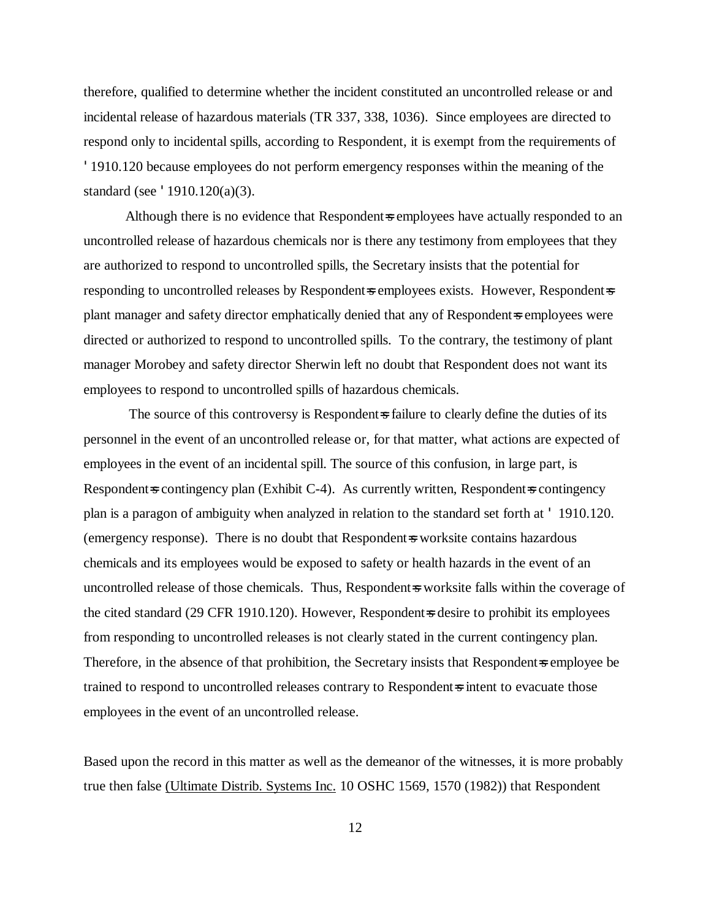therefore, qualified to determine whether the incident constituted an uncontrolled release or and incidental release of hazardous materials (TR 337, 338, 1036). Since employees are directed to respond only to incidental spills, according to Respondent, it is exempt from the requirements of ' 1910.120 because employees do not perform emergency responses within the meaning of the standard (see ' 1910.120(a)(3).

Although there is no evidence that Respondent=s employees have actually responded to an uncontrolled release of hazardous chemicals nor is there any testimony from employees that they are authorized to respond to uncontrolled spills, the Secretary insists that the potential for responding to uncontrolled releases by Respondent=s employees exists. However, Respondent=s plant manager and safety director emphatically denied that any of Respondent=s employees were directed or authorized to respond to uncontrolled spills. To the contrary, the testimony of plant manager Morobey and safety director Sherwin left no doubt that Respondent does not want its employees to respond to uncontrolled spills of hazardous chemicals.

The source of this controversy is Respondent=s failure to clearly define the duties of its personnel in the event of an uncontrolled release or, for that matter, what actions are expected of employees in the event of an incidental spill. The source of this confusion, in large part, is Respondent=s contingency plan (Exhibit C-4). As currently written, Respondent=s contingency plan is a paragon of ambiguity when analyzed in relation to the standard set forth at ' 1910.120. (emergency response). There is no doubt that Respondent=s worksite contains hazardous chemicals and its employees would be exposed to safety or health hazards in the event of an uncontrolled release of those chemicals. Thus, Respondent=s worksite falls within the coverage of the cited standard (29 CFR 1910.120). However, Respondent=s desire to prohibit its employees from responding to uncontrolled releases is not clearly stated in the current contingency plan. Therefore, in the absence of that prohibition, the Secretary insists that Respondent=s employee be trained to respond to uncontrolled releases contrary to Respondent=s intent to evacuate those employees in the event of an uncontrolled release.

Based upon the record in this matter as well as the demeanor of the witnesses, it is more probably true then false (Ultimate Distrib. Systems Inc. 10 OSHC 1569, 1570 (1982)) that Respondent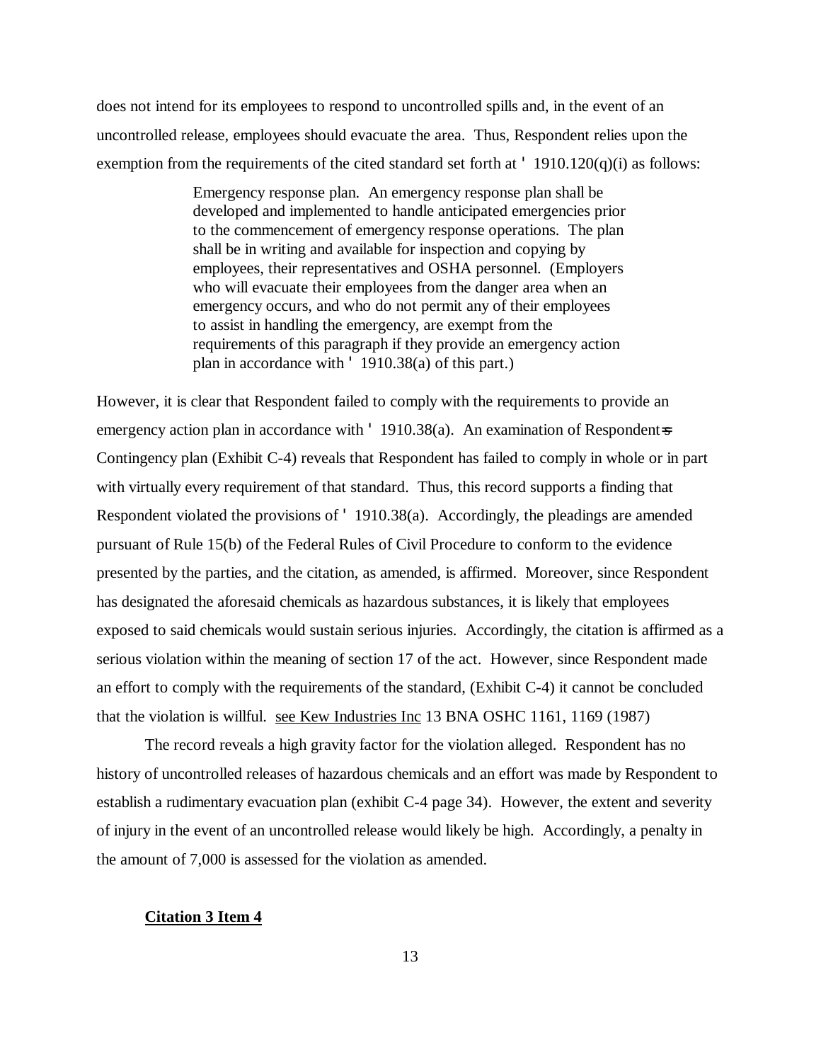does not intend for its employees to respond to uncontrolled spills and, in the event of an uncontrolled release, employees should evacuate the area. Thus, Respondent relies upon the exemption from the requirements of the cited standard set forth at ' 1910.120(q)(i) as follows:

> Emergency response plan. An emergency response plan shall be developed and implemented to handle anticipated emergencies prior to the commencement of emergency response operations. The plan shall be in writing and available for inspection and copying by employees, their representatives and OSHA personnel. (Employers who will evacuate their employees from the danger area when an emergency occurs, and who do not permit any of their employees to assist in handling the emergency, are exempt from the requirements of this paragraph if they provide an emergency action plan in accordance with ' 1910.38(a) of this part.)

However, it is clear that Respondent failed to comply with the requirements to provide an emergency action plan in accordance with ' 1910.38(a). An examination of Respondent=s Contingency plan (Exhibit C-4) reveals that Respondent has failed to comply in whole or in part with virtually every requirement of that standard. Thus, this record supports a finding that Respondent violated the provisions of ' 1910.38(a). Accordingly, the pleadings are amended pursuant of Rule 15(b) of the Federal Rules of Civil Procedure to conform to the evidence presented by the parties, and the citation, as amended, is affirmed. Moreover, since Respondent has designated the aforesaid chemicals as hazardous substances, it is likely that employees exposed to said chemicals would sustain serious injuries. Accordingly, the citation is affirmed as a serious violation within the meaning of section 17 of the act. However, since Respondent made an effort to comply with the requirements of the standard, (Exhibit C-4) it cannot be concluded that the violation is willful. see Kew Industries Inc 13 BNA OSHC 1161, 1169 (1987)

The record reveals a high gravity factor for the violation alleged. Respondent has no history of uncontrolled releases of hazardous chemicals and an effort was made by Respondent to establish a rudimentary evacuation plan (exhibit C-4 page 34). However, the extent and severity of injury in the event of an uncontrolled release would likely be high. Accordingly, a penalty in the amount of 7,000 is assessed for the violation as amended.

**Citation 3 Item 4**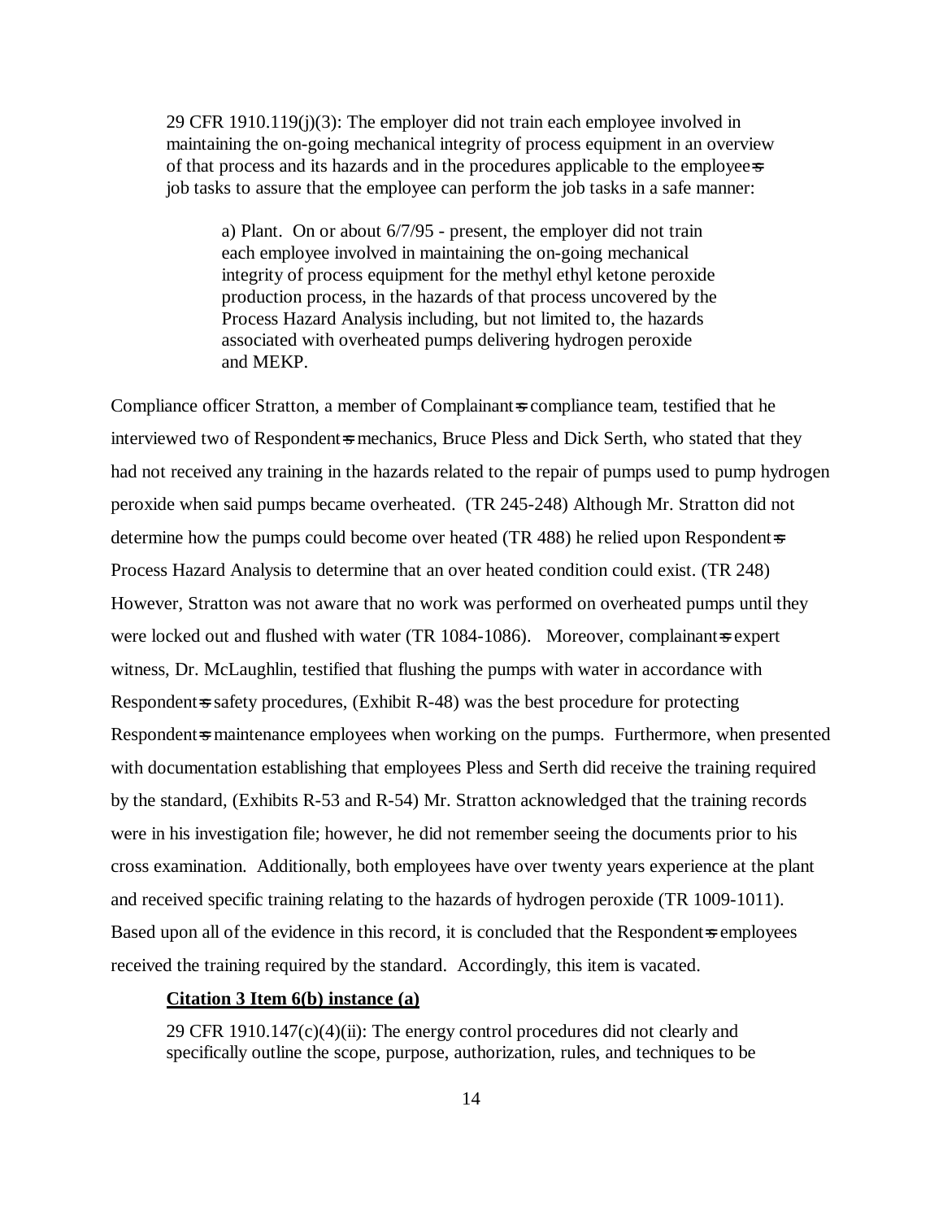29 CFR 1910.119(j)(3): The employer did not train each employee involved in maintaining the on-going mechanical integrity of process equipment in an overview of that process and its hazards and in the procedures applicable to the employee=s job tasks to assure that the employee can perform the job tasks in a safe manner:

> a) Plant. On or about 6/7/95 - present, the employer did not train each employee involved in maintaining the on-going mechanical integrity of process equipment for the methyl ethyl ketone peroxide production process, in the hazards of that process uncovered by the Process Hazard Analysis including, but not limited to, the hazards associated with overheated pumps delivering hydrogen peroxide and MEKP.

Compliance officer Stratton, a member of Complainant=s compliance team, testified that he interviewed two of Respondent=s mechanics, Bruce Pless and Dick Serth, who stated that they had not received any training in the hazards related to the repair of pumps used to pump hydrogen peroxide when said pumps became overheated. (TR 245-248) Although Mr. Stratton did not determine how the pumps could become over heated (TR 488) he relied upon Respondent=s Process Hazard Analysis to determine that an over heated condition could exist. (TR 248) However, Stratton was not aware that no work was performed on overheated pumps until they were locked out and flushed with water (TR 1084-1086). Moreover, complainant=s expert witness, Dr. McLaughlin, testified that flushing the pumps with water in accordance with Respondent=s safety procedures, (Exhibit R-48) was the best procedure for protecting Respondent=s maintenance employees when working on the pumps. Furthermore, when presented with documentation establishing that employees Pless and Serth did receive the training required by the standard, (Exhibits R-53 and R-54) Mr. Stratton acknowledged that the training records were in his investigation file; however, he did not remember seeing the documents prior to his cross examination. Additionally, both employees have over twenty years experience at the plant and received specific training relating to the hazards of hydrogen peroxide (TR 1009-1011). Based upon all of the evidence in this record, it is concluded that the Respondent=s employees received the training required by the standard. Accordingly, this item is vacated.

**Citation 3 Item 6(b) instance (a)**

29 CFR 1910.147(c)(4)(ii): The energy control procedures did not clearly and specifically outline the scope, purpose, authorization, rules, and techniques to be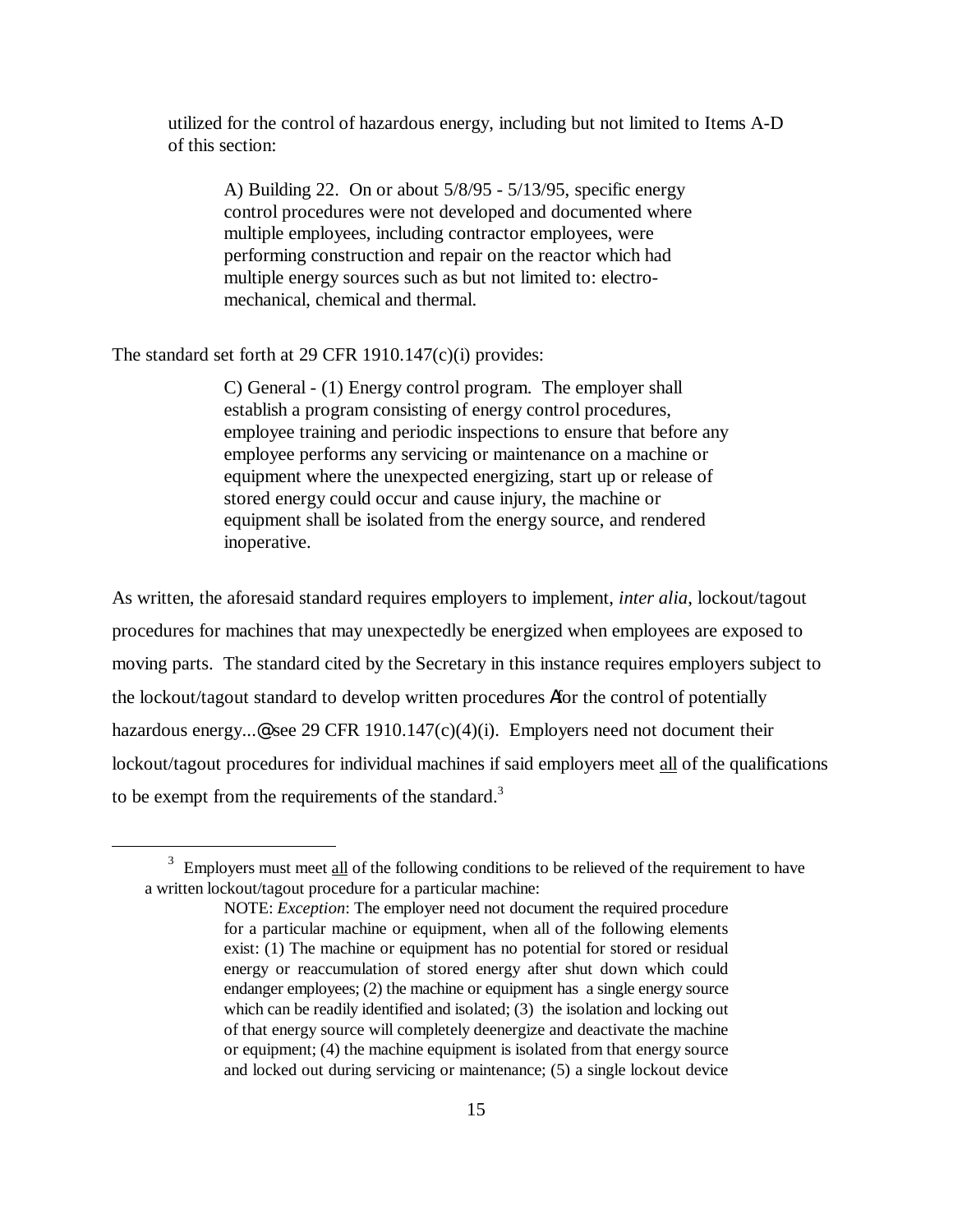utilized for the control of hazardous energy, including but not limited to Items A-D of this section:

> A) Building 22. On or about 5/8/95 - 5/13/95, specific energy control procedures were not developed and documented where multiple employees, including contractor employees, were performing construction and repair on the reactor which had multiple energy sources such as but not limited to: electro-mechanical, chemical and thermal.

The standard set forth at 29 CFR 1910.147(c)(i) provides:

> C) General - (1) Energy control program. The employer shall establish a program consisting of energy control procedures, employee training and periodic inspections to ensure that before any employee performs any servicing or maintenance on a machine or equipment where the unexpected energizing, start up or release of stored energy could occur and cause injury, the machine or equipment shall be isolated from the energy source, and rendered inoperative.

As written, the aforesaid standard requires employers to implement, *inter alia*, lockout/tagout procedures for machines that may unexpectedly be energized when employees are exposed to moving parts. The standard cited by the Secretary in this instance requires employers subject to the lockout/tagout standard to develop written procedures Afor the control of potentially hazardous energy...@ see 29 CFR 1910.147(c)(4)(i). Employers need not document their lockout/tagout procedures for individual machines if said employers meet all of the qualifications to be exempt from the requirements of the standard.[3]

---

[3] Employers must meet all of the following conditions to be relieved of the requirement to have a written lockout/tagout procedure for a particular machine:

> NOTE: *Exception*: The employer need not document the required procedure for a particular machine or equipment, when all of the following elements exist: (1) The machine or equipment has no potential for stored or residual energy or reaccumulation of stored energy after shut down which could endanger employees; (2) the machine or equipment has a single energy source which can be readily identified and isolated; (3) the isolation and locking out of that energy source will completely deenergize and deactivate the machine or equipment; (4) the machine equipment is isolated from that energy source and locked out during servicing or maintenance; (5) a single lockout device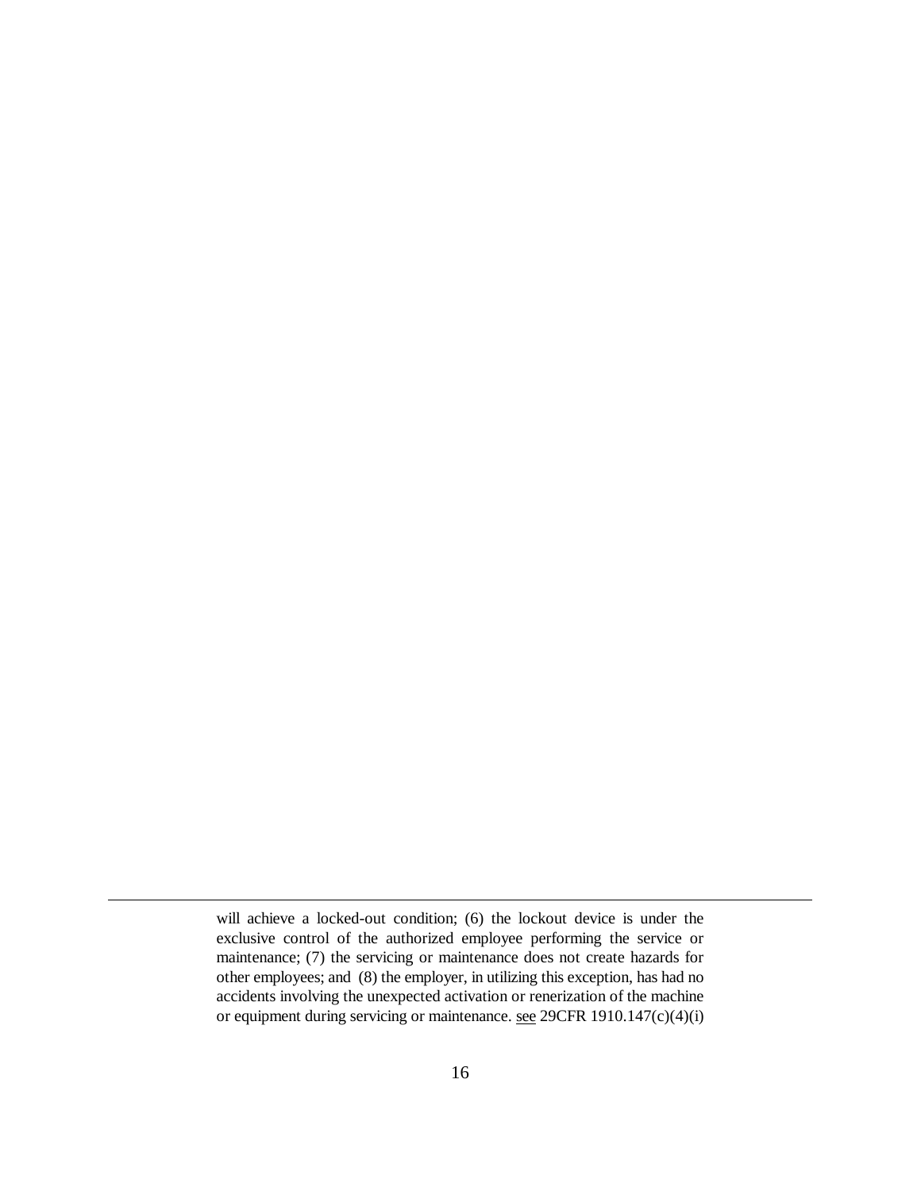will achieve a locked-out condition; (6) the lockout device is under the exclusive control of the authorized employee performing the service or maintenance; (7) the servicing or maintenance does not create hazards for other employees; and (8) the employer, in utilizing this exception, has had no accidents involving the unexpected activation or renerization of the machine or equipment during servicing or maintenance. see 29CFR 1910.147(c)(4)(i)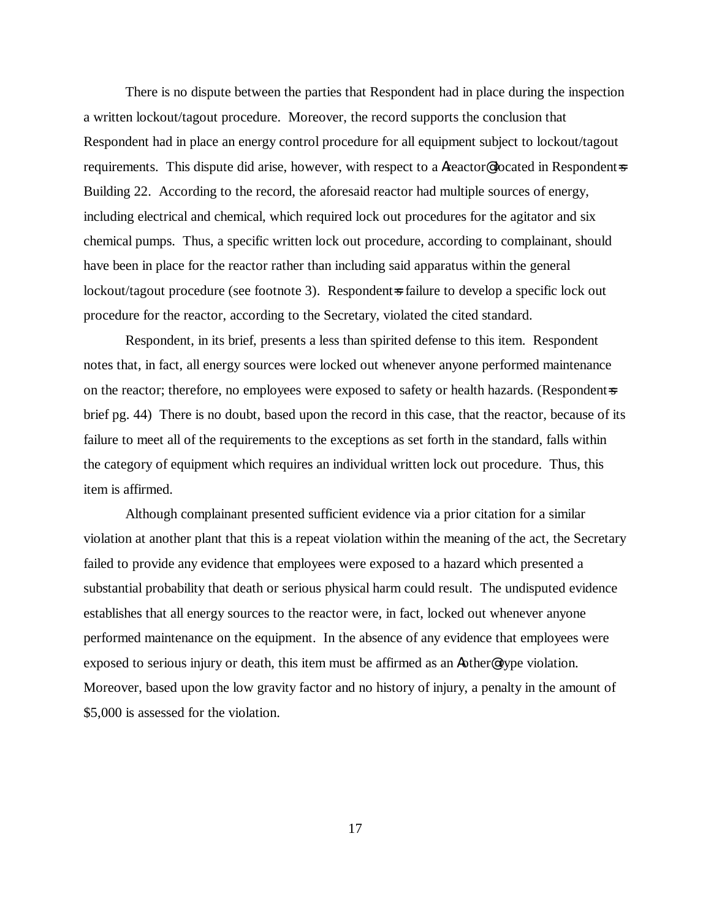There is no dispute between the parties that Respondent had in place during the inspection a written lockout/tagout procedure. Moreover, the record supports the conclusion that Respondent had in place an energy control procedure for all equipment subject to lockout/tagout requirements. This dispute did arise, however, with respect to a Areactor@ located in Respondent=s Building 22. According to the record, the aforesaid reactor had multiple sources of energy, including electrical and chemical, which required lock out procedures for the agitator and six chemical pumps. Thus, a specific written lock out procedure, according to complainant, should have been in place for the reactor rather than including said apparatus within the general lockout/tagout procedure (see footnote 3). Respondent=s failure to develop a specific lock out procedure for the reactor, according to the Secretary, violated the cited standard.

Respondent, in its brief, presents a less than spirited defense to this item. Respondent notes that, in fact, all energy sources were locked out whenever anyone performed maintenance on the reactor; therefore, no employees were exposed to safety or health hazards. (Respondent=s brief pg. 44) There is no doubt, based upon the record in this case, that the reactor, because of its failure to meet all of the requirements to the exceptions as set forth in the standard, falls within the category of equipment which requires an individual written lock out procedure. Thus, this item is affirmed.

Although complainant presented sufficient evidence via a prior citation for a similar violation at another plant that this is a repeat violation within the meaning of the act, the Secretary failed to provide any evidence that employees were exposed to a hazard which presented a substantial probability that death or serious physical harm could result. The undisputed evidence establishes that all energy sources to the reactor were, in fact, locked out whenever anyone performed maintenance on the equipment. In the absence of any evidence that employees were exposed to serious injury or death, this item must be affirmed as an Aother@ type violation. Moreover, based upon the low gravity factor and no history of injury, a penalty in the amount of $5,000 is assessed for the violation.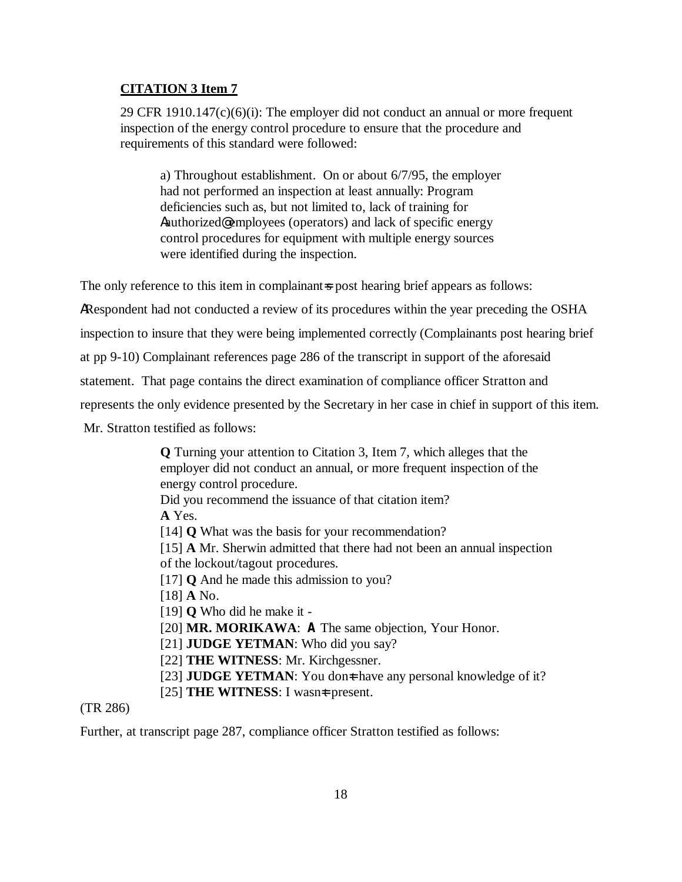**CITATION 3 Item 7**

29 CFR 1910.147(c)(6)(i): The employer did not conduct an annual or more frequent inspection of the energy control procedure to ensure that the procedure and requirements of this standard were followed:

> a) Throughout establishment. On or about 6/7/95, the employer had not performed an inspection at least annually: Program deficiencies such as, but not limited to, lack of training for Aauthorized@ employees (operators) and lack of specific energy control procedures for equipment with multiple energy sources were identified during the inspection.

The only reference to this item in complainant=s post hearing brief appears as follows: ARespondent had not conducted a review of its procedures within the year preceding the OSHA inspection to insure that they were being implemented correctly (Complainants post hearing brief at pp 9-10) Complainant references page 286 of the transcript in support of the aforesaid statement. That page contains the direct examination of compliance officer Stratton and represents the only evidence presented by the Secretary in her case in chief in support of this item. Mr. Stratton testified as follows:

> **Q** Turning your attention to Citation 3, Item 7, which alleges that the employer did not conduct an annual, or more frequent inspection of the energy control procedure.
> Did you recommend the issuance of that citation item?
> **A** Yes.
> [14] **Q** What was the basis for your recommendation?
> [15] **A** Mr. Sherwin admitted that there had not been an annual inspection of the lockout/tagout procedures.
> [17] **Q** And he made this admission to you?
> [18] **A** No.
> [19] **Q** Who did he make it -
> [20] **MR. MORIKAWA**: **A** The same objection, Your Honor.
> [21] **JUDGE YETMAN**: Who did you say?
> [22] **THE WITNESS**: Mr. Kirchgessner.
> [23] **JUDGE YETMAN**: You don=t have any personal knowledge of it?
> [25] **THE WITNESS**: I wasn=t present.

(TR 286)

Further, at transcript page 287, compliance officer Stratton testified as follows: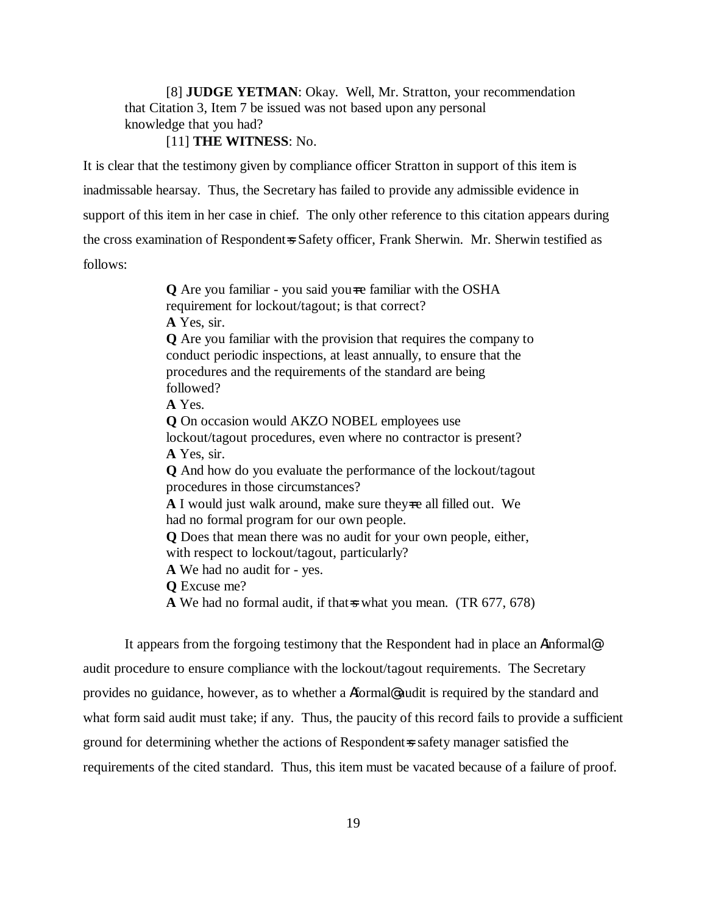[8] **JUDGE YETMAN**: Okay. Well, Mr. Stratton, your recommendation that Citation 3, Item 7 be issued was not based upon any personal knowledge that you had?

[11] **THE WITNESS**: No.

It is clear that the testimony given by compliance officer Stratton in support of this item is inadmissable hearsay. Thus, the Secretary has failed to provide any admissible evidence in support of this item in her case in chief. The only other reference to this citation appears during the cross examination of Respondent=s Safety officer, Frank Sherwin. Mr. Sherwin testified as follows:

> **Q** Are you familiar - you said you=re familiar with the OSHA requirement for lockout/tagout; is that correct?
> **A** Yes, sir.
> **Q** Are you familiar with the provision that requires the company to conduct periodic inspections, at least annually, to ensure that the procedures and the requirements of the standard are being followed?
> **A** Yes.
> **Q** On occasion would AKZO NOBEL employees use lockout/tagout procedures, even where no contractor is present?
> **A** Yes, sir.
> **Q** And how do you evaluate the performance of the lockout/tagout procedures in those circumstances?
> **A** I would just walk around, make sure they=re all filled out. We had no formal program for our own people.
> **Q** Does that mean there was no audit for your own people, either, with respect to lockout/tagout, particularly?
> **A** We had no audit for - yes.
> **Q** Excuse me?
> **A** We had no formal audit, if that=s what you mean. (TR 677, 678)

It appears from the forgoing testimony that the Respondent had in place an Ainformal@ audit procedure to ensure compliance with the lockout/tagout requirements. The Secretary provides no guidance, however, as to whether a Aformal@ audit is required by the standard and what form said audit must take; if any. Thus, the paucity of this record fails to provide a sufficient ground for determining whether the actions of Respondent=s safety manager satisfied the requirements of the cited standard. Thus, this item must be vacated because of a failure of proof.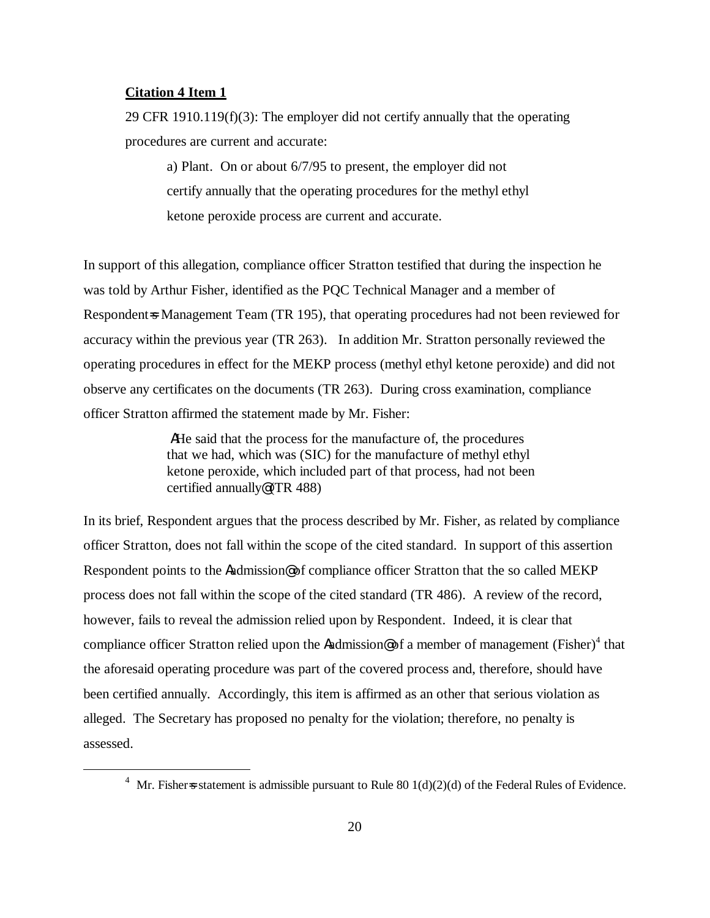**Citation 4 Item 1**

29 CFR 1910.119(f)(3): The employer did not certify annually that the operating procedures are current and accurate:

> a) Plant. On or about 6/7/95 to present, the employer did not certify annually that the operating procedures for the methyl ethyl ketone peroxide process are current and accurate.

In support of this allegation, compliance officer Stratton testified that during the inspection he was told by Arthur Fisher, identified as the PQC Technical Manager and a member of Respondent=s Management Team (TR 195), that operating procedures had not been reviewed for accuracy within the previous year (TR 263). In addition Mr. Stratton personally reviewed the operating procedures in effect for the MEKP process (methyl ethyl ketone peroxide) and did not observe any certificates on the documents (TR 263). During cross examination, compliance officer Stratton affirmed the statement made by Mr. Fisher:

> AHe said that the process for the manufacture of, the procedures that we had, which was (SIC) for the manufacture of methyl ethyl ketone peroxide, which included part of that process, had not been certified annually@ (TR 488)

In its brief, Respondent argues that the process described by Mr. Fisher, as related by compliance officer Stratton, does not fall within the scope of the cited standard. In support of this assertion Respondent points to the Aadmission@ of compliance officer Stratton that the so called MEKP process does not fall within the scope of the cited standard (TR 486). A review of the record, however, fails to reveal the admission relied upon by Respondent. Indeed, it is clear that compliance officer Stratton relied upon the Aadmission@ of a member of management (Fisher)[4] that the aforesaid operating procedure was part of the covered process and, therefore, should have been certified annually. Accordingly, this item is affirmed as an other that serious violation as alleged. The Secretary has proposed no penalty for the violation; therefore, no penalty is assessed.

---

[4] Mr. Fisher=s statement is admissible pursuant to Rule 80 1(d)(2)(d) of the Federal Rules of Evidence.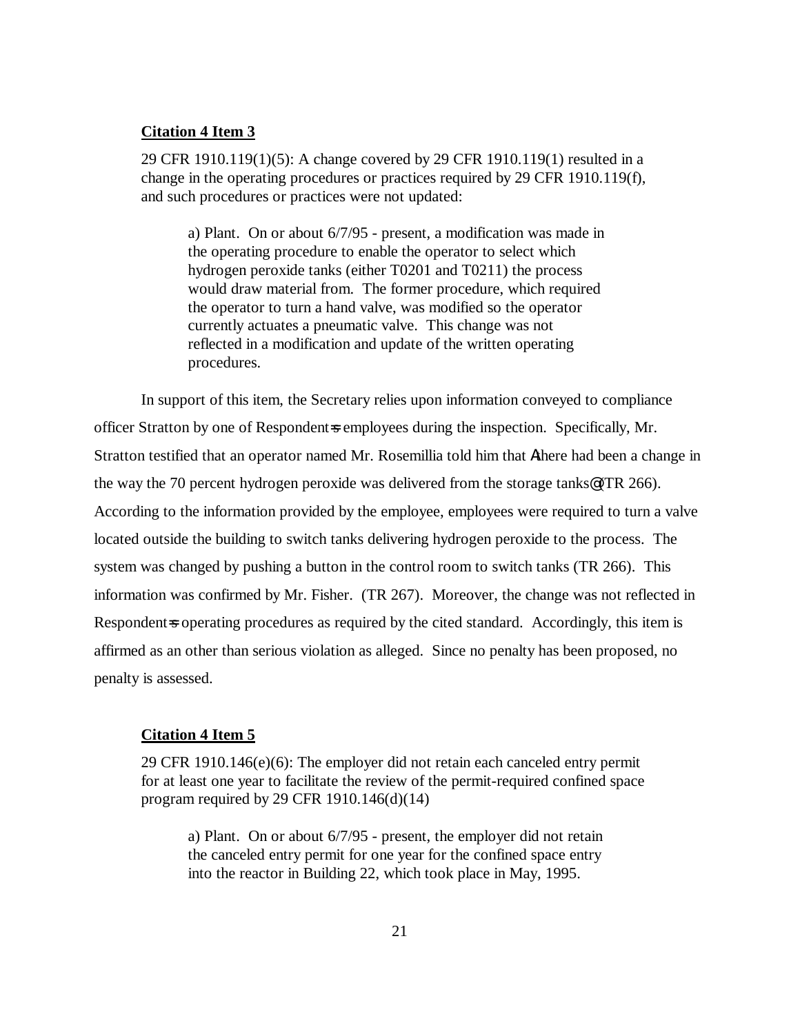**Citation 4 Item 3**

> 29 CFR 1910.119(1)(5): A change covered by 29 CFR 1910.119(1) resulted in a change in the operating procedures or practices required by 29 CFR 1910.119(f), and such procedures or practices were not updated:
>
> > a) Plant. On or about 6/7/95 - present, a modification was made in the operating procedure to enable the operator to select which hydrogen peroxide tanks (either T0201 and T0211) the process would draw material from. The former procedure, which required the operator to turn a hand valve, was modified so the operator currently actuates a pneumatic valve. This change was not reflected in a modification and update of the written operating procedures.

In support of this item, the Secretary relies upon information conveyed to compliance officer Stratton by one of Respondent=s employees during the inspection. Specifically, Mr. Stratton testified that an operator named Mr. Rosemillia told him that Athere had been a change in the way the 70 percent hydrogen peroxide was delivered from the storage tanks@ (TR 266). According to the information provided by the employee, employees were required to turn a valve located outside the building to switch tanks delivering hydrogen peroxide to the process. The system was changed by pushing a button in the control room to switch tanks (TR 266). This information was confirmed by Mr. Fisher. (TR 267). Moreover, the change was not reflected in Respondent=s operating procedures as required by the cited standard. Accordingly, this item is affirmed as an other than serious violation as alleged. Since no penalty has been proposed, no penalty is assessed.

**Citation 4 Item 5**

> 29 CFR 1910.146(e)(6): The employer did not retain each canceled entry permit for at least one year to facilitate the review of the permit-required confined space program required by 29 CFR 1910.146(d)(14)
>
> > a) Plant. On or about 6/7/95 - present, the employer did not retain the canceled entry permit for one year for the confined space entry into the reactor in Building 22, which took place in May, 1995.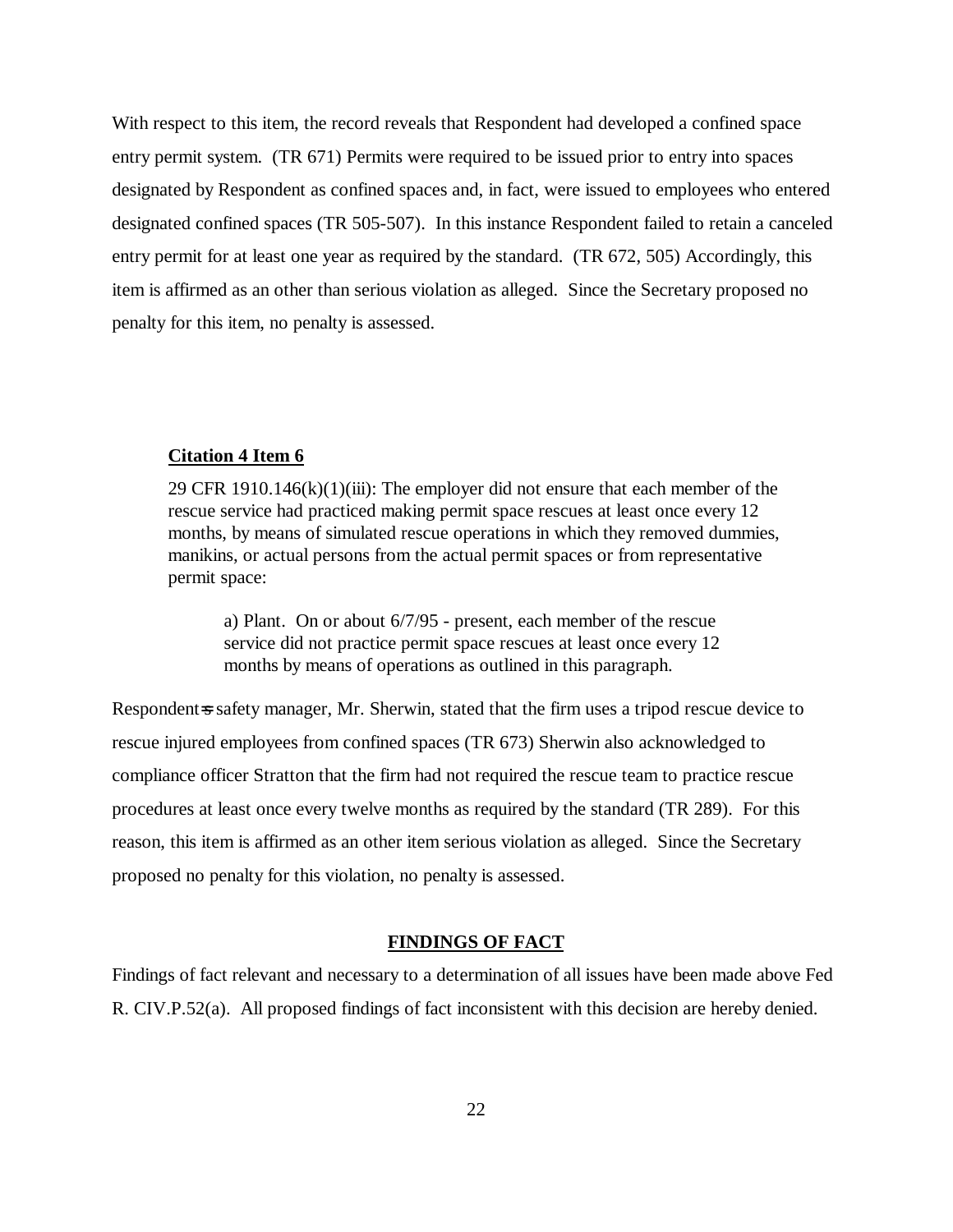With respect to this item, the record reveals that Respondent had developed a confined space entry permit system. (TR 671) Permits were required to be issued prior to entry into spaces designated by Respondent as confined spaces and, in fact, were issued to employees who entered designated confined spaces (TR 505-507). In this instance Respondent failed to retain a canceled entry permit for at least one year as required by the standard. (TR 672, 505) Accordingly, this item is affirmed as an other than serious violation as alleged. Since the Secretary proposed no penalty for this item, no penalty is assessed.

**Citation 4 Item 6**

> 29 CFR 1910.146(k)(1)(iii): The employer did not ensure that each member of the rescue service had practiced making permit space rescues at least once every 12 months, by means of simulated rescue operations in which they removed dummies, manikins, or actual persons from the actual permit spaces or from representative permit space:
>
> > a) Plant. On or about 6/7/95 - present, each member of the rescue service did not practice permit space rescues at least once every 12 months by means of operations as outlined in this paragraph.

Respondent=s safety manager, Mr. Sherwin, stated that the firm uses a tripod rescue device to rescue injured employees from confined spaces (TR 673) Sherwin also acknowledged to compliance officer Stratton that the firm had not required the rescue team to practice rescue procedures at least once every twelve months as required by the standard (TR 289). For this reason, this item is affirmed as an other item serious violation as alleged. Since the Secretary proposed no penalty for this violation, no penalty is assessed.

## FINDINGS OF FACT

Findings of fact relevant and necessary to a determination of all issues have been made above Fed R. CIV.P.52(a). All proposed findings of fact inconsistent with this decision are hereby denied.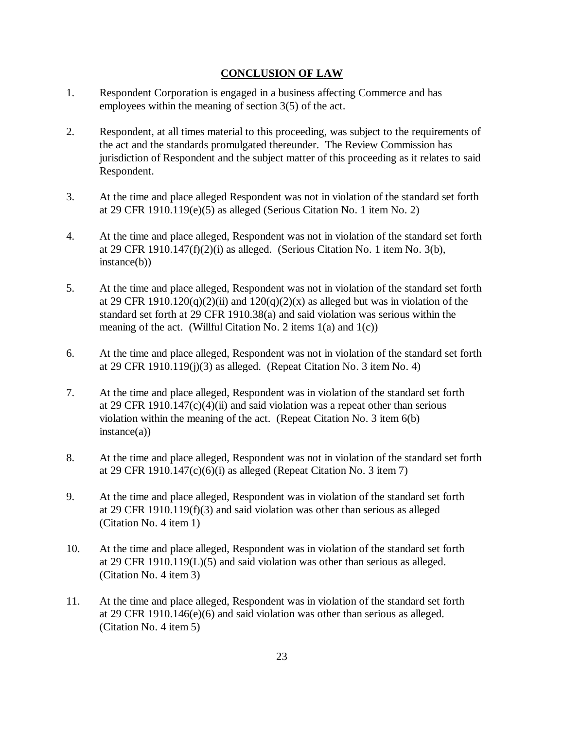## CONCLUSION OF LAW

1. Respondent Corporation is engaged in a business affecting Commerce and has employees within the meaning of section 3(5) of the act.

2. Respondent, at all times material to this proceeding, was subject to the requirements of the act and the standards promulgated thereunder. The Review Commission has jurisdiction of Respondent and the subject matter of this proceeding as it relates to said Respondent.

3. At the time and place alleged Respondent was not in violation of the standard set forth at 29 CFR 1910.119(e)(5) as alleged (Serious Citation No. 1 item No. 2)

4. At the time and place alleged, Respondent was not in violation of the standard set forth at 29 CFR 1910.147(f)(2)(i) as alleged. (Serious Citation No. 1 item No. 3(b), instance(b))

5. At the time and place alleged, Respondent was not in violation of the standard set forth at 29 CFR 1910.120(q)(2)(ii) and 120(q)(2)(x) as alleged but was in violation of the standard set forth at 29 CFR 1910.38(a) and said violation was serious within the meaning of the act. (Willful Citation No. 2 items 1(a) and 1(c))

6. At the time and place alleged, Respondent was not in violation of the standard set forth at 29 CFR 1910.119(j)(3) as alleged. (Repeat Citation No. 3 item No. 4)

7. At the time and place alleged, Respondent was in violation of the standard set forth at 29 CFR 1910.147(c)(4)(ii) and said violation was a repeat other than serious violation within the meaning of the act. (Repeat Citation No. 3 item 6(b) instance(a))

8. At the time and place alleged, Respondent was not in violation of the standard set forth at 29 CFR 1910.147(c)(6)(i) as alleged (Repeat Citation No. 3 item 7)

9. At the time and place alleged, Respondent was in violation of the standard set forth at 29 CFR 1910.119(f)(3) and said violation was other than serious as alleged (Citation No. 4 item 1)

10. At the time and place alleged, Respondent was in violation of the standard set forth at 29 CFR 1910.119(L)(5) and said violation was other than serious as alleged. (Citation No. 4 item 3)

11. At the time and place alleged, Respondent was in violation of the standard set forth at 29 CFR 1910.146(e)(6) and said violation was other than serious as alleged. (Citation No. 4 item 5)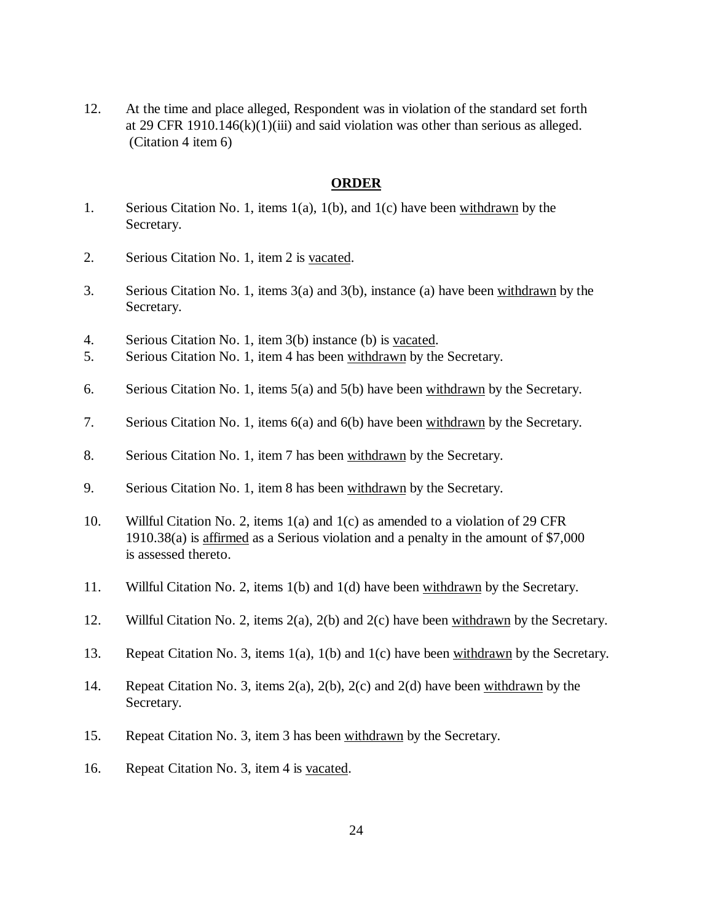12. At the time and place alleged, Respondent was in violation of the standard set forth at 29 CFR 1910.146(k)(1)(iii) and said violation was other than serious as alleged. (Citation 4 item 6)

## ORDER

1. Serious Citation No. 1, items 1(a), 1(b), and 1(c) have been withdrawn by the Secretary.

2. Serious Citation No. 1, item 2 is vacated.

3. Serious Citation No. 1, items 3(a) and 3(b), instance (a) have been withdrawn by the Secretary.

4. Serious Citation No. 1, item 3(b) instance (b) is vacated.

5. Serious Citation No. 1, item 4 has been withdrawn by the Secretary.

6. Serious Citation No. 1, items 5(a) and 5(b) have been withdrawn by the Secretary.

7. Serious Citation No. 1, items 6(a) and 6(b) have been withdrawn by the Secretary.

8. Serious Citation No. 1, item 7 has been withdrawn by the Secretary.

9. Serious Citation No. 1, item 8 has been withdrawn by the Secretary.

10. Willful Citation No. 2, items 1(a) and 1(c) as amended to a violation of 29 CFR 1910.38(a) is affirmed as a Serious violation and a penalty in the amount of $7,000 is assessed thereto.

11. Willful Citation No. 2, items 1(b) and 1(d) have been withdrawn by the Secretary.

12. Willful Citation No. 2, items 2(a), 2(b) and 2(c) have been withdrawn by the Secretary.

13. Repeat Citation No. 3, items 1(a), 1(b) and 1(c) have been withdrawn by the Secretary.

14. Repeat Citation No. 3, items 2(a), 2(b), 2(c) and 2(d) have been withdrawn by the Secretary.

15. Repeat Citation No. 3, item 3 has been withdrawn by the Secretary.

16. Repeat Citation No. 3, item 4 is vacated.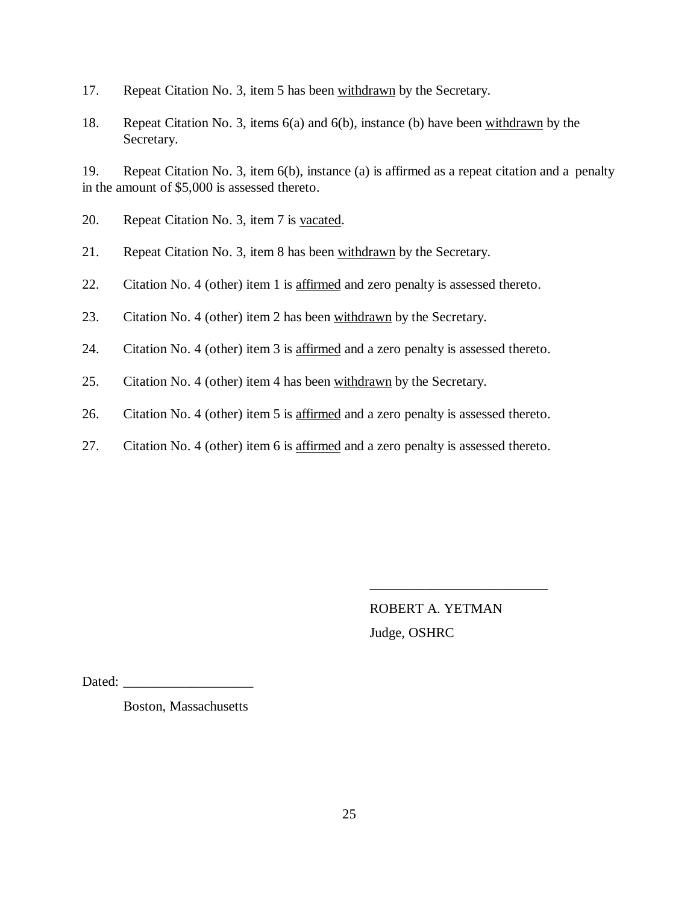17. Repeat Citation No. 3, item 5 has been withdrawn by the Secretary.

18. Repeat Citation No. 3, items 6(a) and 6(b), instance (b) have been withdrawn by the Secretary.

19. Repeat Citation No. 3, item 6(b), instance (a) is affirmed as a repeat citation and a penalty in the amount of $5,000 is assessed thereto.

20. Repeat Citation No. 3, item 7 is vacated.

21. Repeat Citation No. 3, item 8 has been withdrawn by the Secretary.

22. Citation No. 4 (other) item 1 is affirmed and zero penalty is assessed thereto.

23. Citation No. 4 (other) item 2 has been withdrawn by the Secretary.

24. Citation No. 4 (other) item 3 is affirmed and a zero penalty is assessed thereto.

25. Citation No. 4 (other) item 4 has been withdrawn by the Secretary.

26. Citation No. 4 (other) item 5 is affirmed and a zero penalty is assessed thereto.

27. Citation No. 4 (other) item 6 is affirmed and a zero penalty is assessed thereto.

__________________________

ROBERT A. YETMAN

Judge, OSHRC

Dated: ___________________

Boston, Massachusetts